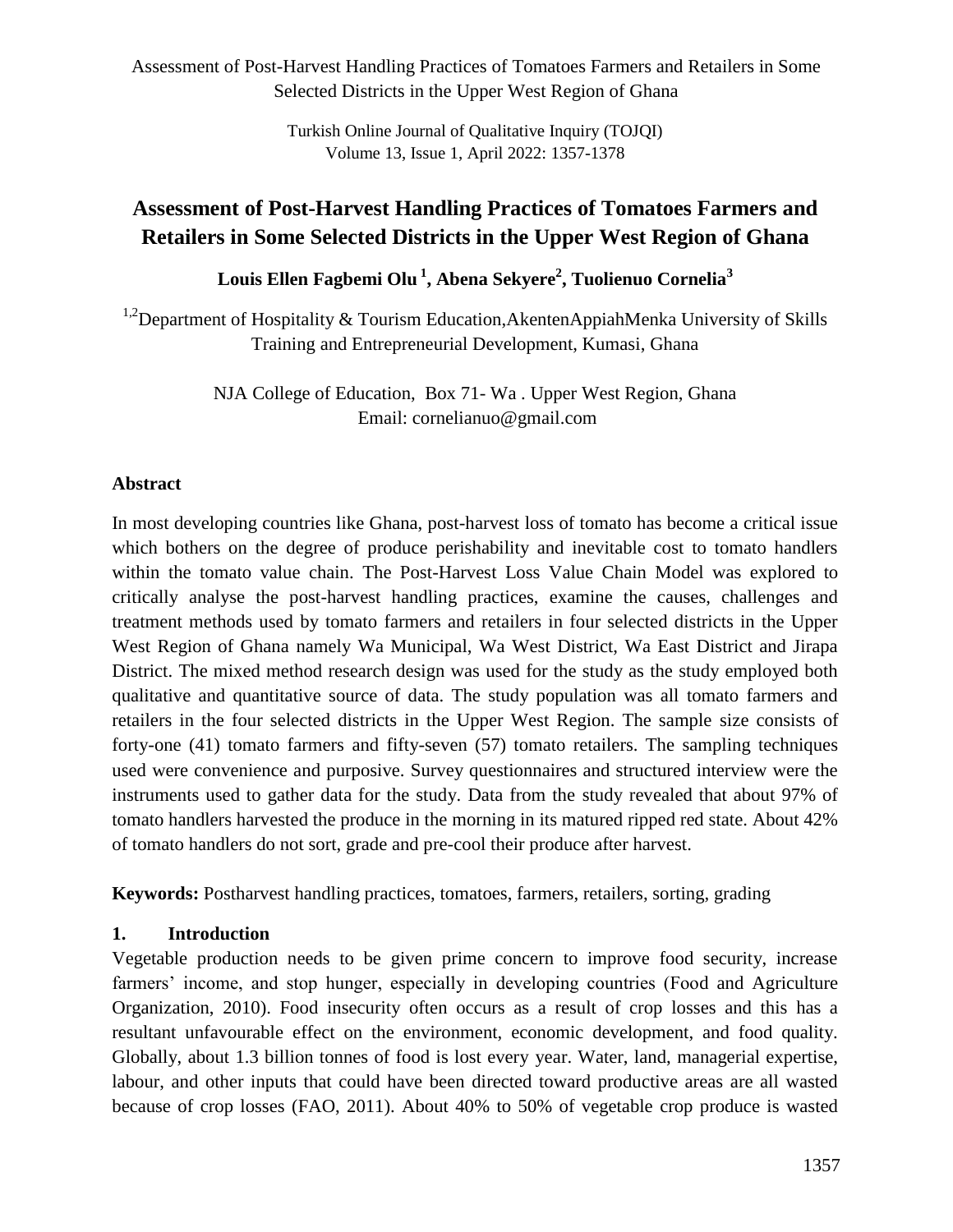# Assessment of Post-Harvest Handling Practices of Tomatoes Farmers and Retailers in Some Selected Districts in the Upper West Region of Ghana

**Louis Ellen Fagbemi Olu [1], Abena Sekyere[2], Tuolienuo Cornelia[3]**

[1,2]Department of Hospitality & Tourism Education,AkentenAppiahMenka University of Skills Training and Entrepreneurial Development, Kumasi, Ghana

NJA College of Education, Box 71- Wa . Upper West Region, Ghana
Email: cornelianuo@gmail.com

### Abstract

In most developing countries like Ghana, post-harvest loss of tomato has become a critical issue which bothers on the degree of produce perishability and inevitable cost to tomato handlers within the tomato value chain. The Post-Harvest Loss Value Chain Model was explored to critically analyse the post-harvest handling practices, examine the causes, challenges and treatment methods used by tomato farmers and retailers in four selected districts in the Upper West Region of Ghana namely Wa Municipal, Wa West District, Wa East District and Jirapa District. The mixed method research design was used for the study as the study employed both qualitative and quantitative source of data. The study population was all tomato farmers and retailers in the four selected districts in the Upper West Region. The sample size consists of forty-one (41) tomato farmers and fifty-seven (57) tomato retailers. The sampling techniques used were convenience and purposive. Survey questionnaires and structured interview were the instruments used to gather data for the study. Data from the study revealed that about 97% of tomato handlers harvested the produce in the morning in its matured ripped red state. About 42% of tomato handlers do not sort, grade and pre-cool their produce after harvest.

**Keywords:** Postharvest handling practices, tomatoes, farmers, retailers, sorting, grading

## 1. Introduction

Vegetable production needs to be given prime concern to improve food security, increase farmers' income, and stop hunger, especially in developing countries (Food and Agriculture Organization, 2010). Food insecurity often occurs as a result of crop losses and this has a resultant unfavourable effect on the environment, economic development, and food quality. Globally, about 1.3 billion tonnes of food is lost every year. Water, land, managerial expertise, labour, and other inputs that could have been directed toward productive areas are all wasted because of crop losses (FAO, 2011). About 40% to 50% of vegetable crop produce is wasted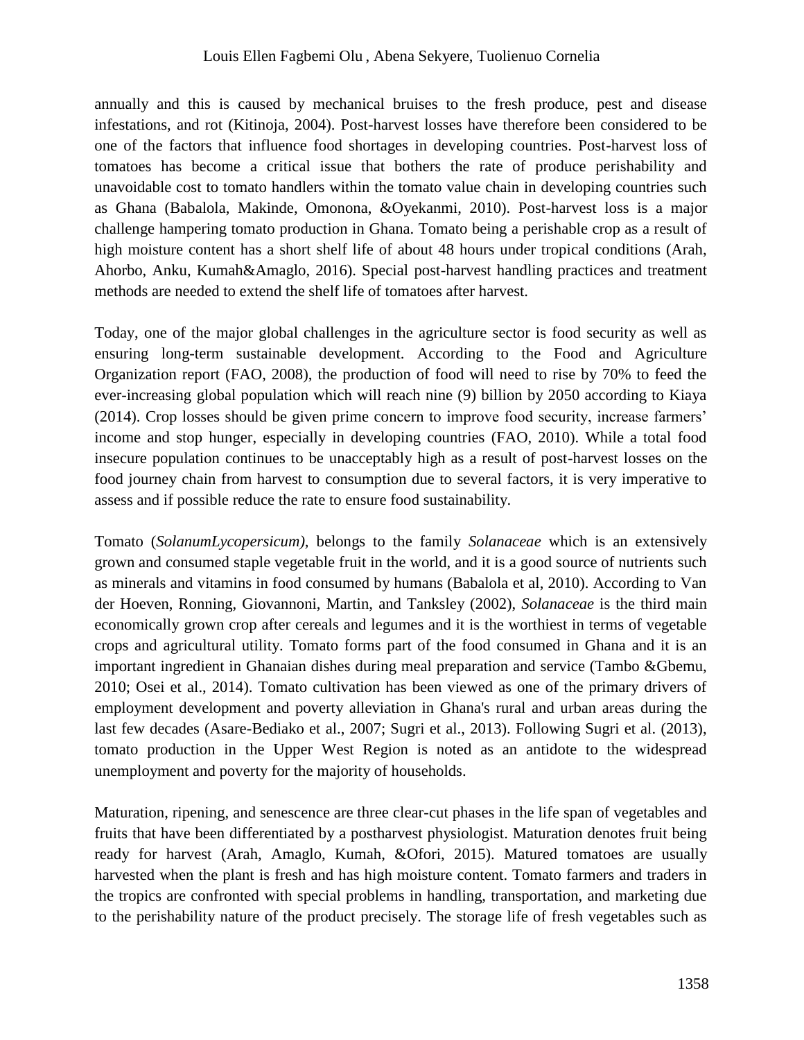annually and this is caused by mechanical bruises to the fresh produce, pest and disease infestations, and rot (Kitinoja, 2004). Post-harvest losses have therefore been considered to be one of the factors that influence food shortages in developing countries. Post-harvest loss of tomatoes has become a critical issue that bothers the rate of produce perishability and unavoidable cost to tomato handlers within the tomato value chain in developing countries such as Ghana (Babalola, Makinde, Omonona, &Oyekanmi, 2010). Post-harvest loss is a major challenge hampering tomato production in Ghana. Tomato being a perishable crop as a result of high moisture content has a short shelf life of about 48 hours under tropical conditions (Arah, Ahorbo, Anku, Kumah&Amaglo, 2016). Special post-harvest handling practices and treatment methods are needed to extend the shelf life of tomatoes after harvest.

Today, one of the major global challenges in the agriculture sector is food security as well as ensuring long-term sustainable development. According to the Food and Agriculture Organization report (FAO, 2008), the production of food will need to rise by 70% to feed the ever-increasing global population which will reach nine (9) billion by 2050 according to Kiaya (2014). Crop losses should be given prime concern to improve food security, increase farmers' income and stop hunger, especially in developing countries (FAO, 2010). While a total food insecure population continues to be unacceptably high as a result of post-harvest losses on the food journey chain from harvest to consumption due to several factors, it is very imperative to assess and if possible reduce the rate to ensure food sustainability.

Tomato (*SolanumLycopersicum),* belongs to the family *Solanaceae* which is an extensively grown and consumed staple vegetable fruit in the world, and it is a good source of nutrients such as minerals and vitamins in food consumed by humans (Babalola et al, 2010). According to Van der Hoeven, Ronning, Giovannoni, Martin, and Tanksley (2002), *Solanaceae* is the third main economically grown crop after cereals and legumes and it is the worthiest in terms of vegetable crops and agricultural utility. Tomato forms part of the food consumed in Ghana and it is an important ingredient in Ghanaian dishes during meal preparation and service (Tambo &Gbemu, 2010; Osei et al., 2014). Tomato cultivation has been viewed as one of the primary drivers of employment development and poverty alleviation in Ghana's rural and urban areas during the last few decades (Asare-Bediako et al., 2007; Sugri et al., 2013). Following Sugri et al. (2013), tomato production in the Upper West Region is noted as an antidote to the widespread unemployment and poverty for the majority of households.

Maturation, ripening, and senescence are three clear-cut phases in the life span of vegetables and fruits that have been differentiated by a postharvest physiologist. Maturation denotes fruit being ready for harvest (Arah, Amaglo, Kumah, &Ofori, 2015). Matured tomatoes are usually harvested when the plant is fresh and has high moisture content. Tomato farmers and traders in the tropics are confronted with special problems in handling, transportation, and marketing due to the perishability nature of the product precisely. The storage life of fresh vegetables such as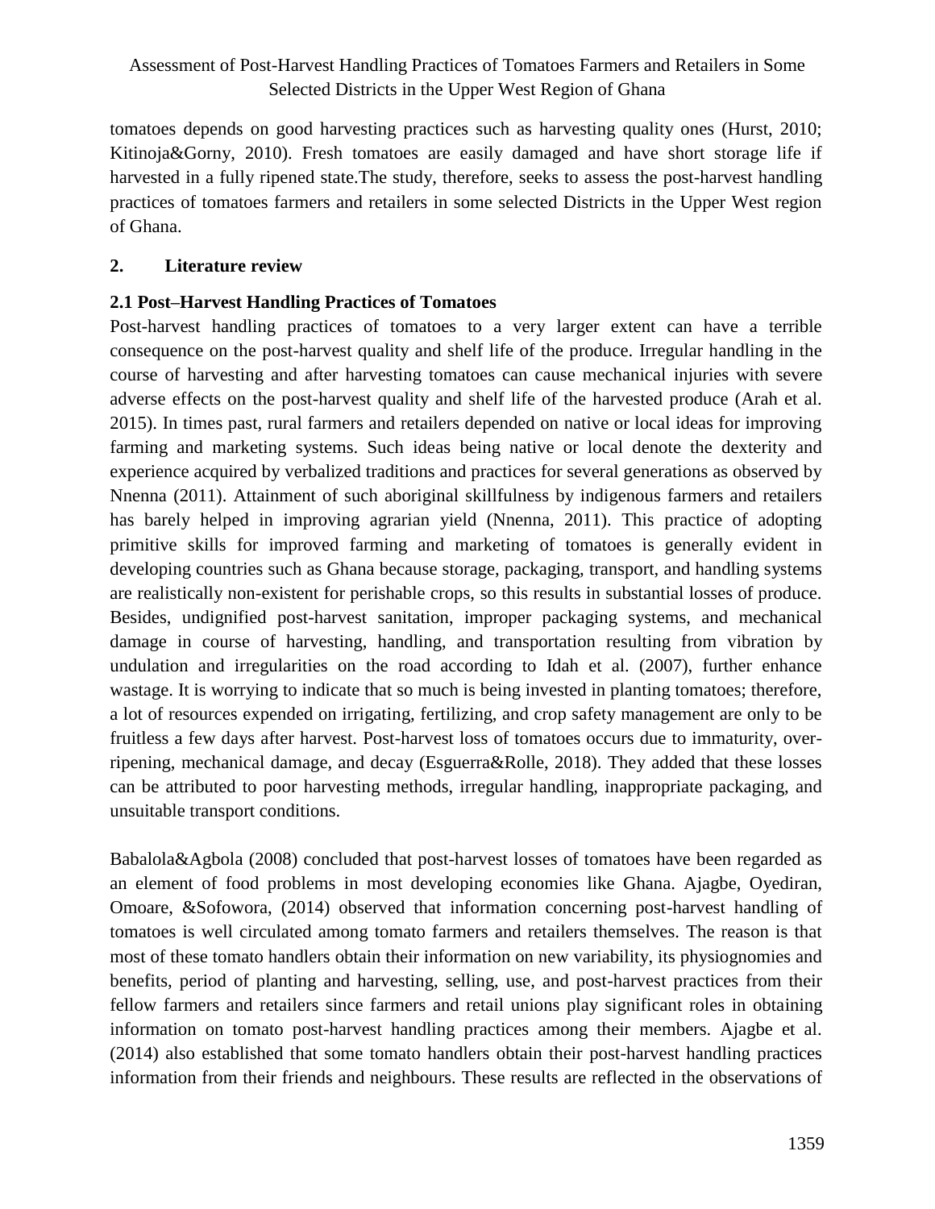tomatoes depends on good harvesting practices such as harvesting quality ones (Hurst, 2010; Kitinoja&Gorny, 2010). Fresh tomatoes are easily damaged and have short storage life if harvested in a fully ripened state.The study, therefore, seeks to assess the post-harvest handling practices of tomatoes farmers and retailers in some selected Districts in the Upper West region of Ghana.

## 2. Literature review

### 2.1 Post–Harvest Handling Practices of Tomatoes

Post-harvest handling practices of tomatoes to a very larger extent can have a terrible consequence on the post-harvest quality and shelf life of the produce. Irregular handling in the course of harvesting and after harvesting tomatoes can cause mechanical injuries with severe adverse effects on the post-harvest quality and shelf life of the harvested produce (Arah et al. 2015). In times past, rural farmers and retailers depended on native or local ideas for improving farming and marketing systems. Such ideas being native or local denote the dexterity and experience acquired by verbalized traditions and practices for several generations as observed by Nnenna (2011). Attainment of such aboriginal skillfulness by indigenous farmers and retailers has barely helped in improving agrarian yield (Nnenna, 2011). This practice of adopting primitive skills for improved farming and marketing of tomatoes is generally evident in developing countries such as Ghana because storage, packaging, transport, and handling systems are realistically non-existent for perishable crops, so this results in substantial losses of produce. Besides, undignified post-harvest sanitation, improper packaging systems, and mechanical damage in course of harvesting, handling, and transportation resulting from vibration by undulation and irregularities on the road according to Idah et al. (2007), further enhance wastage. It is worrying to indicate that so much is being invested in planting tomatoes; therefore, a lot of resources expended on irrigating, fertilizing, and crop safety management are only to be fruitless a few days after harvest. Post-harvest loss of tomatoes occurs due to immaturity, over-ripening, mechanical damage, and decay (Esguerra&Rolle, 2018). They added that these losses can be attributed to poor harvesting methods, irregular handling, inappropriate packaging, and unsuitable transport conditions.

Babalola&Agbola (2008) concluded that post-harvest losses of tomatoes have been regarded as an element of food problems in most developing economies like Ghana. Ajagbe, Oyediran, Omoare, &Sofowora, (2014) observed that information concerning post-harvest handling of tomatoes is well circulated among tomato farmers and retailers themselves. The reason is that most of these tomato handlers obtain their information on new variability, its physiognomies and benefits, period of planting and harvesting, selling, use, and post-harvest practices from their fellow farmers and retailers since farmers and retail unions play significant roles in obtaining information on tomato post-harvest handling practices among their members. Ajagbe et al. (2014) also established that some tomato handlers obtain their post-harvest handling practices information from their friends and neighbours. These results are reflected in the observations of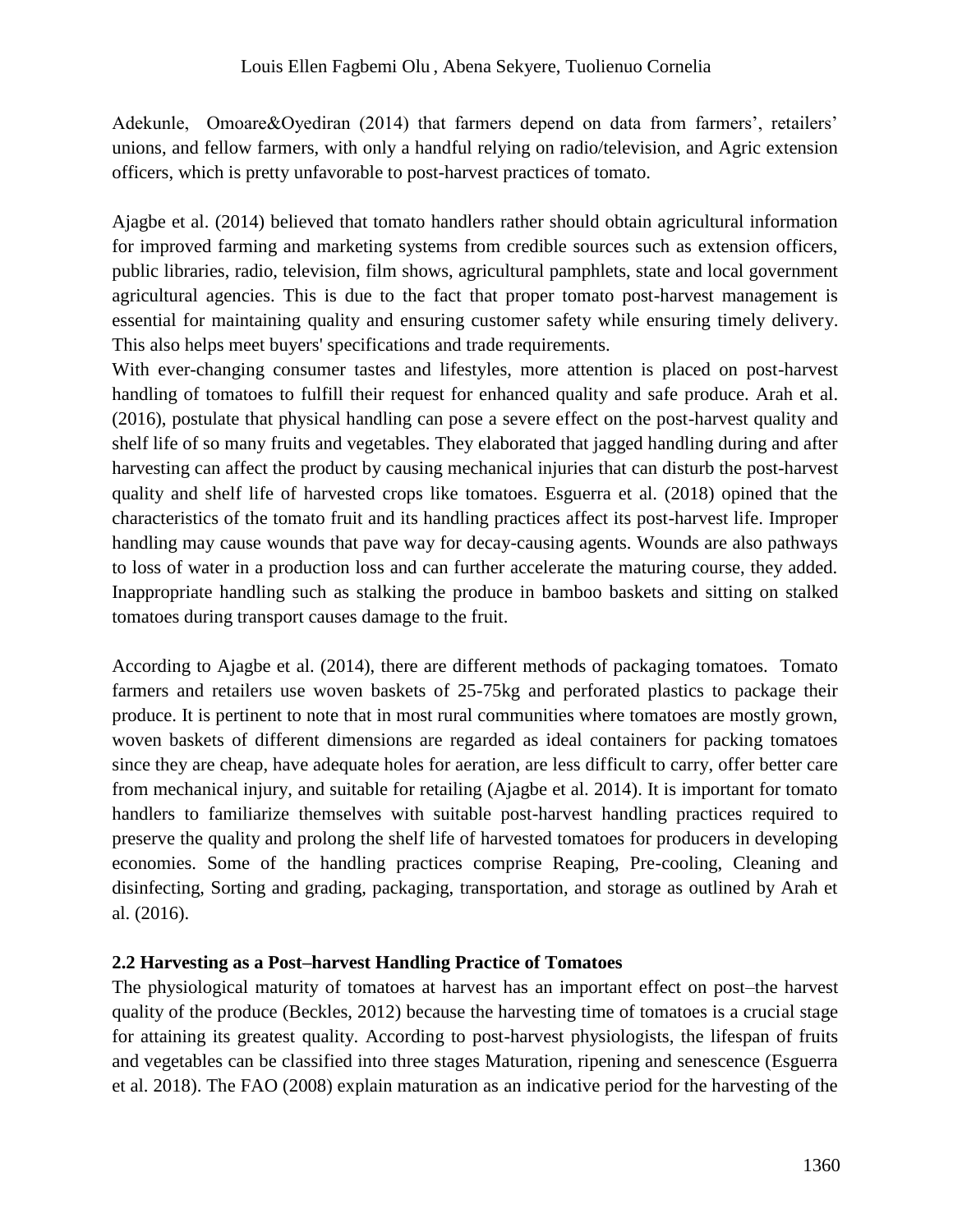Adekunle, Omoare&Oyediran (2014) that farmers depend on data from farmers', retailers' unions, and fellow farmers, with only a handful relying on radio/television, and Agric extension officers, which is pretty unfavorable to post-harvest practices of tomato.

Ajagbe et al. (2014) believed that tomato handlers rather should obtain agricultural information for improved farming and marketing systems from credible sources such as extension officers, public libraries, radio, television, film shows, agricultural pamphlets, state and local government agricultural agencies. This is due to the fact that proper tomato post-harvest management is essential for maintaining quality and ensuring customer safety while ensuring timely delivery. This also helps meet buyers' specifications and trade requirements.

With ever-changing consumer tastes and lifestyles, more attention is placed on post-harvest handling of tomatoes to fulfill their request for enhanced quality and safe produce. Arah et al. (2016), postulate that physical handling can pose a severe effect on the post-harvest quality and shelf life of so many fruits and vegetables. They elaborated that jagged handling during and after harvesting can affect the product by causing mechanical injuries that can disturb the post-harvest quality and shelf life of harvested crops like tomatoes. Esguerra et al. (2018) opined that the characteristics of the tomato fruit and its handling practices affect its post-harvest life. Improper handling may cause wounds that pave way for decay-causing agents. Wounds are also pathways to loss of water in a production loss and can further accelerate the maturing course, they added. Inappropriate handling such as stalking the produce in bamboo baskets and sitting on stalked tomatoes during transport causes damage to the fruit.

According to Ajagbe et al. (2014), there are different methods of packaging tomatoes. Tomato farmers and retailers use woven baskets of 25-75kg and perforated plastics to package their produce. It is pertinent to note that in most rural communities where tomatoes are mostly grown, woven baskets of different dimensions are regarded as ideal containers for packing tomatoes since they are cheap, have adequate holes for aeration, are less difficult to carry, offer better care from mechanical injury, and suitable for retailing (Ajagbe et al. 2014). It is important for tomato handlers to familiarize themselves with suitable post-harvest handling practices required to preserve the quality and prolong the shelf life of harvested tomatoes for producers in developing economies. Some of the handling practices comprise Reaping, Pre-cooling, Cleaning and disinfecting, Sorting and grading, packaging, transportation, and storage as outlined by Arah et al. (2016).

### 2.2 Harvesting as a Post–harvest Handling Practice of Tomatoes

The physiological maturity of tomatoes at harvest has an important effect on post–the harvest quality of the produce (Beckles, 2012) because the harvesting time of tomatoes is a crucial stage for attaining its greatest quality. According to post-harvest physiologists, the lifespan of fruits and vegetables can be classified into three stages Maturation, ripening and senescence (Esguerra et al. 2018). The FAO (2008) explain maturation as an indicative period for the harvesting of the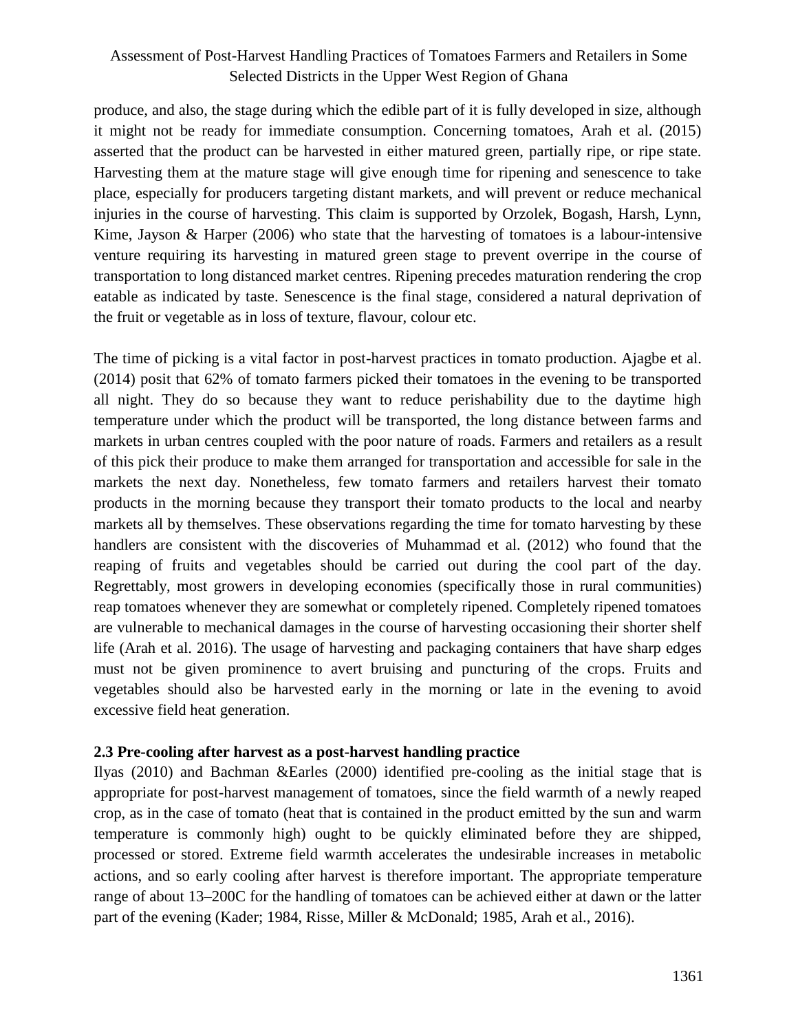produce, and also, the stage during which the edible part of it is fully developed in size, although it might not be ready for immediate consumption. Concerning tomatoes, Arah et al. (2015) asserted that the product can be harvested in either matured green, partially ripe, or ripe state. Harvesting them at the mature stage will give enough time for ripening and senescence to take place, especially for producers targeting distant markets, and will prevent or reduce mechanical injuries in the course of harvesting. This claim is supported by Orzolek, Bogash, Harsh, Lynn, Kime, Jayson & Harper (2006) who state that the harvesting of tomatoes is a labour-intensive venture requiring its harvesting in matured green stage to prevent overripe in the course of transportation to long distanced market centres. Ripening precedes maturation rendering the crop eatable as indicated by taste. Senescence is the final stage, considered a natural deprivation of the fruit or vegetable as in loss of texture, flavour, colour etc.

The time of picking is a vital factor in post-harvest practices in tomato production. Ajagbe et al. (2014) posit that 62% of tomato farmers picked their tomatoes in the evening to be transported all night. They do so because they want to reduce perishability due to the daytime high temperature under which the product will be transported, the long distance between farms and markets in urban centres coupled with the poor nature of roads. Farmers and retailers as a result of this pick their produce to make them arranged for transportation and accessible for sale in the markets the next day. Nonetheless, few tomato farmers and retailers harvest their tomato products in the morning because they transport their tomato products to the local and nearby markets all by themselves. These observations regarding the time for tomato harvesting by these handlers are consistent with the discoveries of Muhammad et al. (2012) who found that the reaping of fruits and vegetables should be carried out during the cool part of the day. Regrettably, most growers in developing economies (specifically those in rural communities) reap tomatoes whenever they are somewhat or completely ripened. Completely ripened tomatoes are vulnerable to mechanical damages in the course of harvesting occasioning their shorter shelf life (Arah et al. 2016). The usage of harvesting and packaging containers that have sharp edges must not be given prominence to avert bruising and puncturing of the crops. Fruits and vegetables should also be harvested early in the morning or late in the evening to avoid excessive field heat generation.

### 2.3 Pre-cooling after harvest as a post-harvest handling practice

Ilyas (2010) and Bachman &Earles (2000) identified pre-cooling as the initial stage that is appropriate for post-harvest management of tomatoes, since the field warmth of a newly reaped crop, as in the case of tomato (heat that is contained in the product emitted by the sun and warm temperature is commonly high) ought to be quickly eliminated before they are shipped, processed or stored. Extreme field warmth accelerates the undesirable increases in metabolic actions, and so early cooling after harvest is therefore important. The appropriate temperature range of about 13–200C for the handling of tomatoes can be achieved either at dawn or the latter part of the evening (Kader; 1984, Risse, Miller & McDonald; 1985, Arah et al., 2016).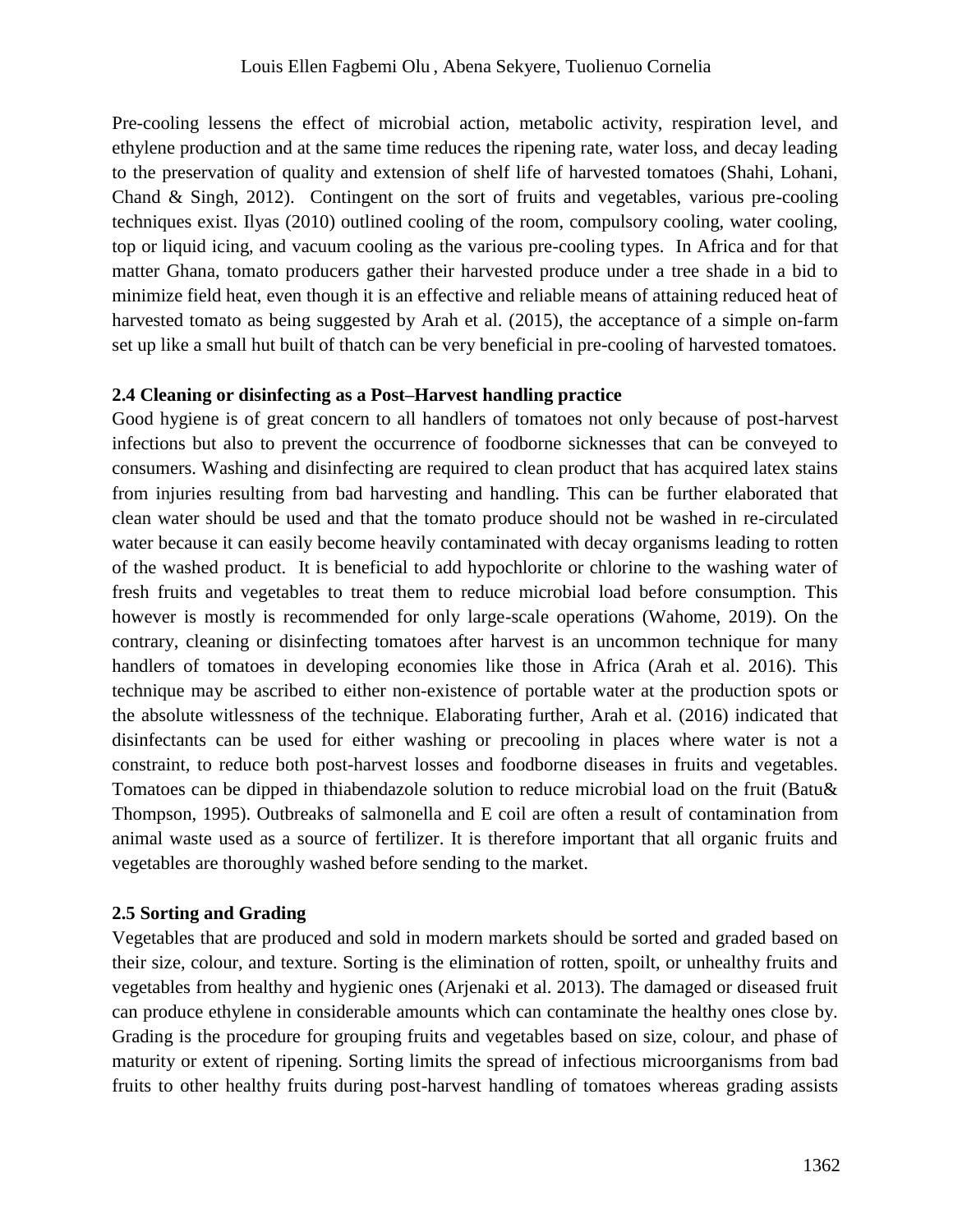Pre-cooling lessens the effect of microbial action, metabolic activity, respiration level, and ethylene production and at the same time reduces the ripening rate, water loss, and decay leading to the preservation of quality and extension of shelf life of harvested tomatoes (Shahi, Lohani, Chand & Singh, 2012). Contingent on the sort of fruits and vegetables, various pre-cooling techniques exist. Ilyas (2010) outlined cooling of the room, compulsory cooling, water cooling, top or liquid icing, and vacuum cooling as the various pre-cooling types. In Africa and for that matter Ghana, tomato producers gather their harvested produce under a tree shade in a bid to minimize field heat, even though it is an effective and reliable means of attaining reduced heat of harvested tomato as being suggested by Arah et al. (2015), the acceptance of a simple on-farm set up like a small hut built of thatch can be very beneficial in pre-cooling of harvested tomatoes.

**2.4 Cleaning or disinfecting as a Post–Harvest handling practice**

Good hygiene is of great concern to all handlers of tomatoes not only because of post-harvest infections but also to prevent the occurrence of foodborne sicknesses that can be conveyed to consumers. Washing and disinfecting are required to clean product that has acquired latex stains from injuries resulting from bad harvesting and handling. This can be further elaborated that clean water should be used and that the tomato produce should not be washed in re-circulated water because it can easily become heavily contaminated with decay organisms leading to rotten of the washed product. It is beneficial to add hypochlorite or chlorine to the washing water of fresh fruits and vegetables to treat them to reduce microbial load before consumption. This however is mostly is recommended for only large-scale operations (Wahome, 2019). On the contrary, cleaning or disinfecting tomatoes after harvest is an uncommon technique for many handlers of tomatoes in developing economies like those in Africa (Arah et al. 2016). This technique may be ascribed to either non-existence of portable water at the production spots or the absolute witlessness of the technique. Elaborating further, Arah et al. (2016) indicated that disinfectants can be used for either washing or precooling in places where water is not a constraint, to reduce both post-harvest losses and foodborne diseases in fruits and vegetables. Tomatoes can be dipped in thiabendazole solution to reduce microbial load on the fruit (Batu& Thompson, 1995). Outbreaks of salmonella and E coil are often a result of contamination from animal waste used as a source of fertilizer. It is therefore important that all organic fruits and vegetables are thoroughly washed before sending to the market.

**2.5 Sorting and Grading**

Vegetables that are produced and sold in modern markets should be sorted and graded based on their size, colour, and texture. Sorting is the elimination of rotten, spoilt, or unhealthy fruits and vegetables from healthy and hygienic ones (Arjenaki et al. 2013). The damaged or diseased fruit can produce ethylene in considerable amounts which can contaminate the healthy ones close by. Grading is the procedure for grouping fruits and vegetables based on size, colour, and phase of maturity or extent of ripening. Sorting limits the spread of infectious microorganisms from bad fruits to other healthy fruits during post-harvest handling of tomatoes whereas grading assists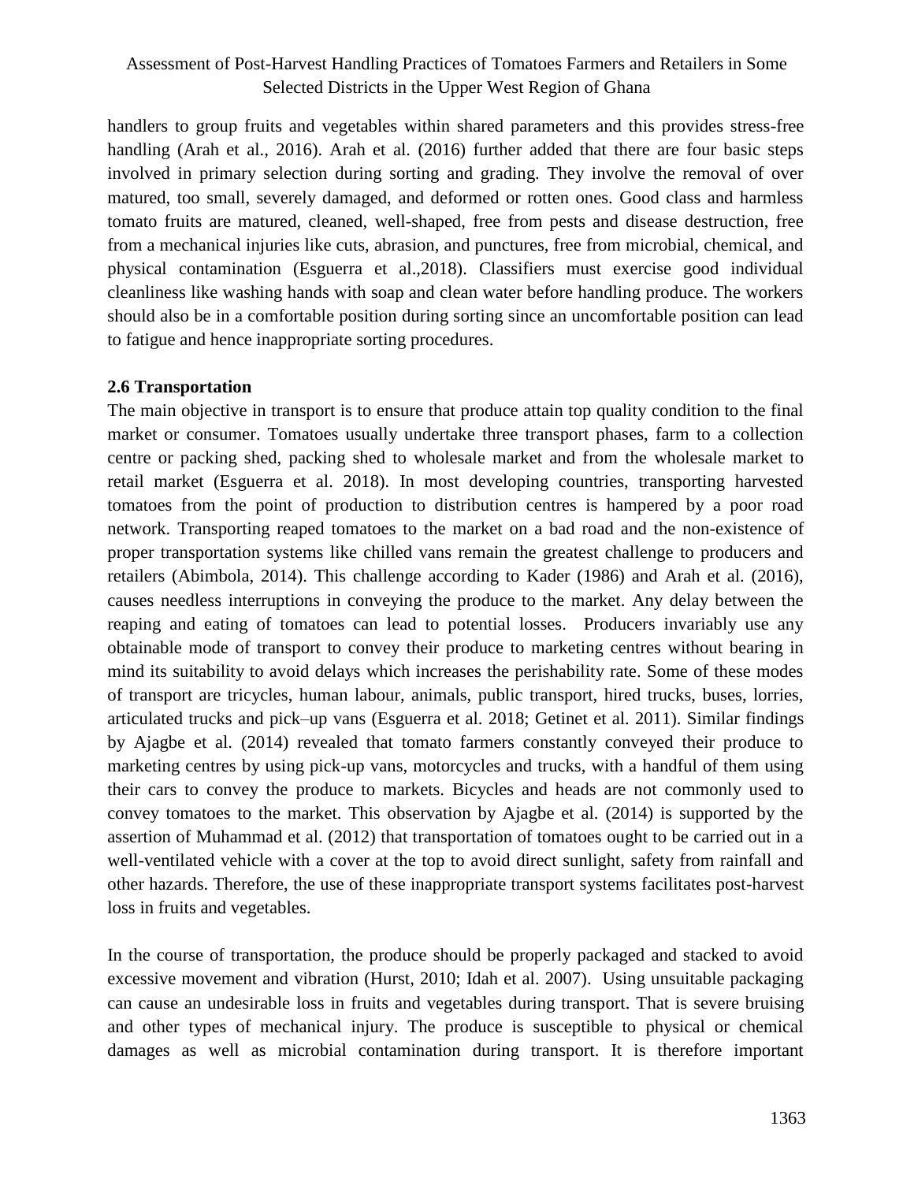handlers to group fruits and vegetables within shared parameters and this provides stress-free handling (Arah et al., 2016). Arah et al. (2016) further added that there are four basic steps involved in primary selection during sorting and grading. They involve the removal of over matured, too small, severely damaged, and deformed or rotten ones. Good class and harmless tomato fruits are matured, cleaned, well-shaped, free from pests and disease destruction, free from a mechanical injuries like cuts, abrasion, and punctures, free from microbial, chemical, and physical contamination (Esguerra et al.,2018). Classifiers must exercise good individual cleanliness like washing hands with soap and clean water before handling produce. The workers should also be in a comfortable position during sorting since an uncomfortable position can lead to fatigue and hence inappropriate sorting procedures.

### 2.6 Transportation

The main objective in transport is to ensure that produce attain top quality condition to the final market or consumer. Tomatoes usually undertake three transport phases, farm to a collection centre or packing shed, packing shed to wholesale market and from the wholesale market to retail market (Esguerra et al. 2018). In most developing countries, transporting harvested tomatoes from the point of production to distribution centres is hampered by a poor road network. Transporting reaped tomatoes to the market on a bad road and the non-existence of proper transportation systems like chilled vans remain the greatest challenge to producers and retailers (Abimbola, 2014). This challenge according to Kader (1986) and Arah et al. (2016), causes needless interruptions in conveying the produce to the market. Any delay between the reaping and eating of tomatoes can lead to potential losses. Producers invariably use any obtainable mode of transport to convey their produce to marketing centres without bearing in mind its suitability to avoid delays which increases the perishability rate. Some of these modes of transport are tricycles, human labour, animals, public transport, hired trucks, buses, lorries, articulated trucks and pick–up vans (Esguerra et al. 2018; Getinet et al. 2011). Similar findings by Ajagbe et al. (2014) revealed that tomato farmers constantly conveyed their produce to marketing centres by using pick-up vans, motorcycles and trucks, with a handful of them using their cars to convey the produce to markets. Bicycles and heads are not commonly used to convey tomatoes to the market. This observation by Ajagbe et al. (2014) is supported by the assertion of Muhammad et al. (2012) that transportation of tomatoes ought to be carried out in a well-ventilated vehicle with a cover at the top to avoid direct sunlight, safety from rainfall and other hazards. Therefore, the use of these inappropriate transport systems facilitates post-harvest loss in fruits and vegetables.

In the course of transportation, the produce should be properly packaged and stacked to avoid excessive movement and vibration (Hurst, 2010; Idah et al. 2007). Using unsuitable packaging can cause an undesirable loss in fruits and vegetables during transport. That is severe bruising and other types of mechanical injury. The produce is susceptible to physical or chemical damages as well as microbial contamination during transport. It is therefore important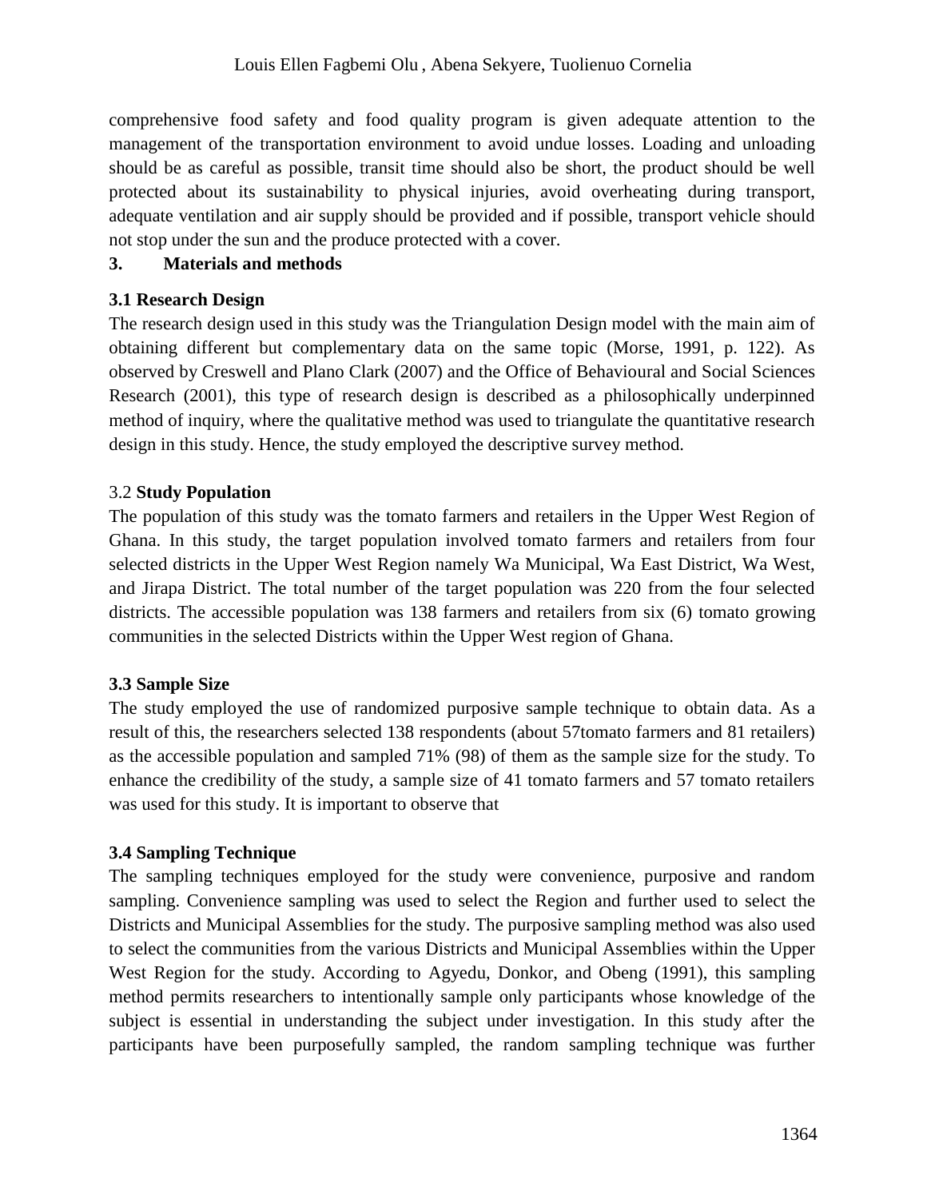comprehensive food safety and food quality program is given adequate attention to the management of the transportation environment to avoid undue losses. Loading and unloading should be as careful as possible, transit time should also be short, the product should be well protected about its sustainability to physical injuries, avoid overheating during transport, adequate ventilation and air supply should be provided and if possible, transport vehicle should not stop under the sun and the produce protected with a cover.

## 3. Materials and methods

### 3.1 Research Design

The research design used in this study was the Triangulation Design model with the main aim of obtaining different but complementary data on the same topic (Morse, 1991, p. 122). As observed by Creswell and Plano Clark (2007) and the Office of Behavioural and Social Sciences Research (2001), this type of research design is described as a philosophically underpinned method of inquiry, where the qualitative method was used to triangulate the quantitative research design in this study. Hence, the study employed the descriptive survey method.

### 3.2 Study Population

The population of this study was the tomato farmers and retailers in the Upper West Region of Ghana. In this study, the target population involved tomato farmers and retailers from four selected districts in the Upper West Region namely Wa Municipal, Wa East District, Wa West, and Jirapa District. The total number of the target population was 220 from the four selected districts. The accessible population was 138 farmers and retailers from six (6) tomato growing communities in the selected Districts within the Upper West region of Ghana.

### 3.3 Sample Size

The study employed the use of randomized purposive sample technique to obtain data. As a result of this, the researchers selected 138 respondents (about 57tomato farmers and 81 retailers) as the accessible population and sampled 71% (98) of them as the sample size for the study. To enhance the credibility of the study, a sample size of 41 tomato farmers and 57 tomato retailers was used for this study. It is important to observe that

### 3.4 Sampling Technique

The sampling techniques employed for the study were convenience, purposive and random sampling. Convenience sampling was used to select the Region and further used to select the Districts and Municipal Assemblies for the study. The purposive sampling method was also used to select the communities from the various Districts and Municipal Assemblies within the Upper West Region for the study. According to Agyedu, Donkor, and Obeng (1991), this sampling method permits researchers to intentionally sample only participants whose knowledge of the subject is essential in understanding the subject under investigation. In this study after the participants have been purposefully sampled, the random sampling technique was further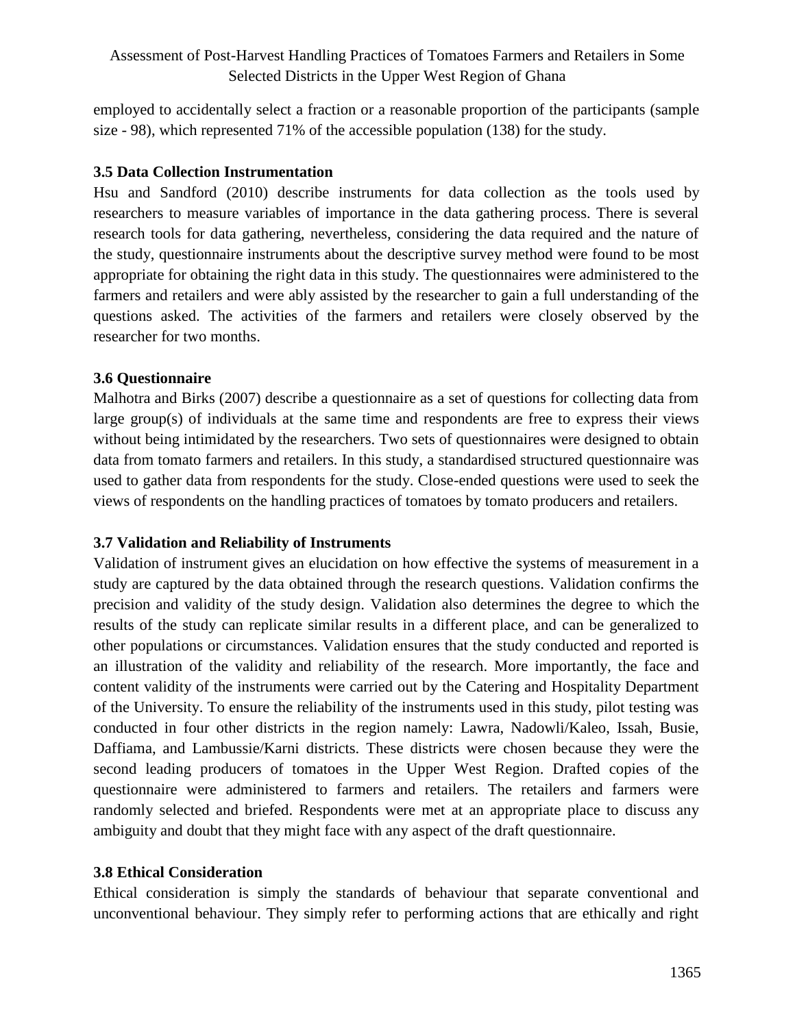employed to accidentally select a fraction or a reasonable proportion of the participants (sample size - 98), which represented 71% of the accessible population (138) for the study.

### 3.5 Data Collection Instrumentation

Hsu and Sandford (2010) describe instruments for data collection as the tools used by researchers to measure variables of importance in the data gathering process. There is several research tools for data gathering, nevertheless, considering the data required and the nature of the study, questionnaire instruments about the descriptive survey method were found to be most appropriate for obtaining the right data in this study. The questionnaires were administered to the farmers and retailers and were ably assisted by the researcher to gain a full understanding of the questions asked. The activities of the farmers and retailers were closely observed by the researcher for two months.

### 3.6 Questionnaire

Malhotra and Birks (2007) describe a questionnaire as a set of questions for collecting data from large group(s) of individuals at the same time and respondents are free to express their views without being intimidated by the researchers. Two sets of questionnaires were designed to obtain data from tomato farmers and retailers. In this study, a standardised structured questionnaire was used to gather data from respondents for the study. Close-ended questions were used to seek the views of respondents on the handling practices of tomatoes by tomato producers and retailers.

### 3.7 Validation and Reliability of Instruments

Validation of instrument gives an elucidation on how effective the systems of measurement in a study are captured by the data obtained through the research questions. Validation confirms the precision and validity of the study design. Validation also determines the degree to which the results of the study can replicate similar results in a different place, and can be generalized to other populations or circumstances. Validation ensures that the study conducted and reported is an illustration of the validity and reliability of the research. More importantly, the face and content validity of the instruments were carried out by the Catering and Hospitality Department of the University. To ensure the reliability of the instruments used in this study, pilot testing was conducted in four other districts in the region namely: Lawra, Nadowli/Kaleo, Issah, Busie, Daffiama, and Lambussie/Karni districts. These districts were chosen because they were the second leading producers of tomatoes in the Upper West Region. Drafted copies of the questionnaire were administered to farmers and retailers. The retailers and farmers were randomly selected and briefed. Respondents were met at an appropriate place to discuss any ambiguity and doubt that they might face with any aspect of the draft questionnaire.

### 3.8 Ethical Consideration

Ethical consideration is simply the standards of behaviour that separate conventional and unconventional behaviour. They simply refer to performing actions that are ethically and right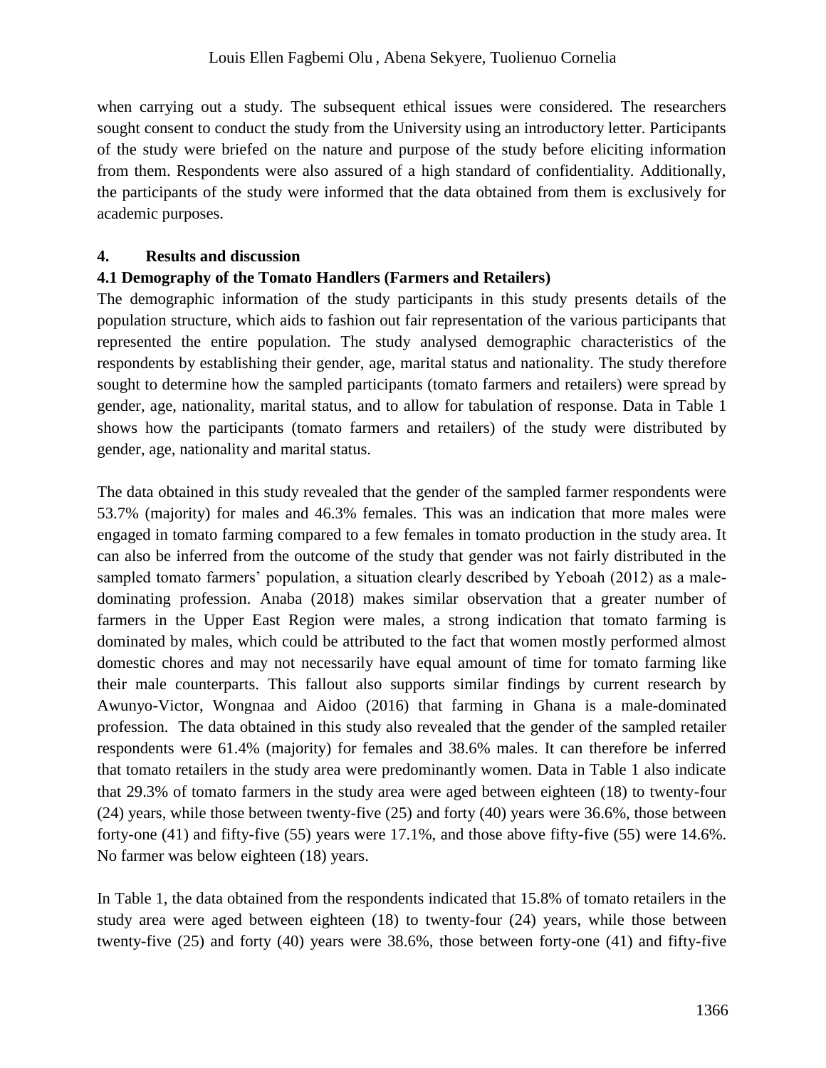when carrying out a study. The subsequent ethical issues were considered. The researchers sought consent to conduct the study from the University using an introductory letter. Participants of the study were briefed on the nature and purpose of the study before eliciting information from them. Respondents were also assured of a high standard of confidentiality. Additionally, the participants of the study were informed that the data obtained from them is exclusively for academic purposes.

## 4. Results and discussion

### 4.1 Demography of the Tomato Handlers (Farmers and Retailers)

The demographic information of the study participants in this study presents details of the population structure, which aids to fashion out fair representation of the various participants that represented the entire population. The study analysed demographic characteristics of the respondents by establishing their gender, age, marital status and nationality. The study therefore sought to determine how the sampled participants (tomato farmers and retailers) were spread by gender, age, nationality, marital status, and to allow for tabulation of response. Data in Table 1 shows how the participants (tomato farmers and retailers) of the study were distributed by gender, age, nationality and marital status.

The data obtained in this study revealed that the gender of the sampled farmer respondents were 53.7% (majority) for males and 46.3% females. This was an indication that more males were engaged in tomato farming compared to a few females in tomato production in the study area. It can also be inferred from the outcome of the study that gender was not fairly distributed in the sampled tomato farmers' population, a situation clearly described by Yeboah (2012) as a male-dominating profession. Anaba (2018) makes similar observation that a greater number of farmers in the Upper East Region were males, a strong indication that tomato farming is dominated by males, which could be attributed to the fact that women mostly performed almost domestic chores and may not necessarily have equal amount of time for tomato farming like their male counterparts. This fallout also supports similar findings by current research by Awunyo-Victor, Wongnaa and Aidoo (2016) that farming in Ghana is a male-dominated profession. The data obtained in this study also revealed that the gender of the sampled retailer respondents were 61.4% (majority) for females and 38.6% males. It can therefore be inferred that tomato retailers in the study area were predominantly women. Data in Table 1 also indicate that 29.3% of tomato farmers in the study area were aged between eighteen (18) to twenty-four (24) years, while those between twenty-five (25) and forty (40) years were 36.6%, those between forty-one (41) and fifty-five (55) years were 17.1%, and those above fifty-five (55) were 14.6%. No farmer was below eighteen (18) years.

In Table 1, the data obtained from the respondents indicated that 15.8% of tomato retailers in the study area were aged between eighteen (18) to twenty-four (24) years, while those between twenty-five (25) and forty (40) years were 38.6%, those between forty-one (41) and fifty-five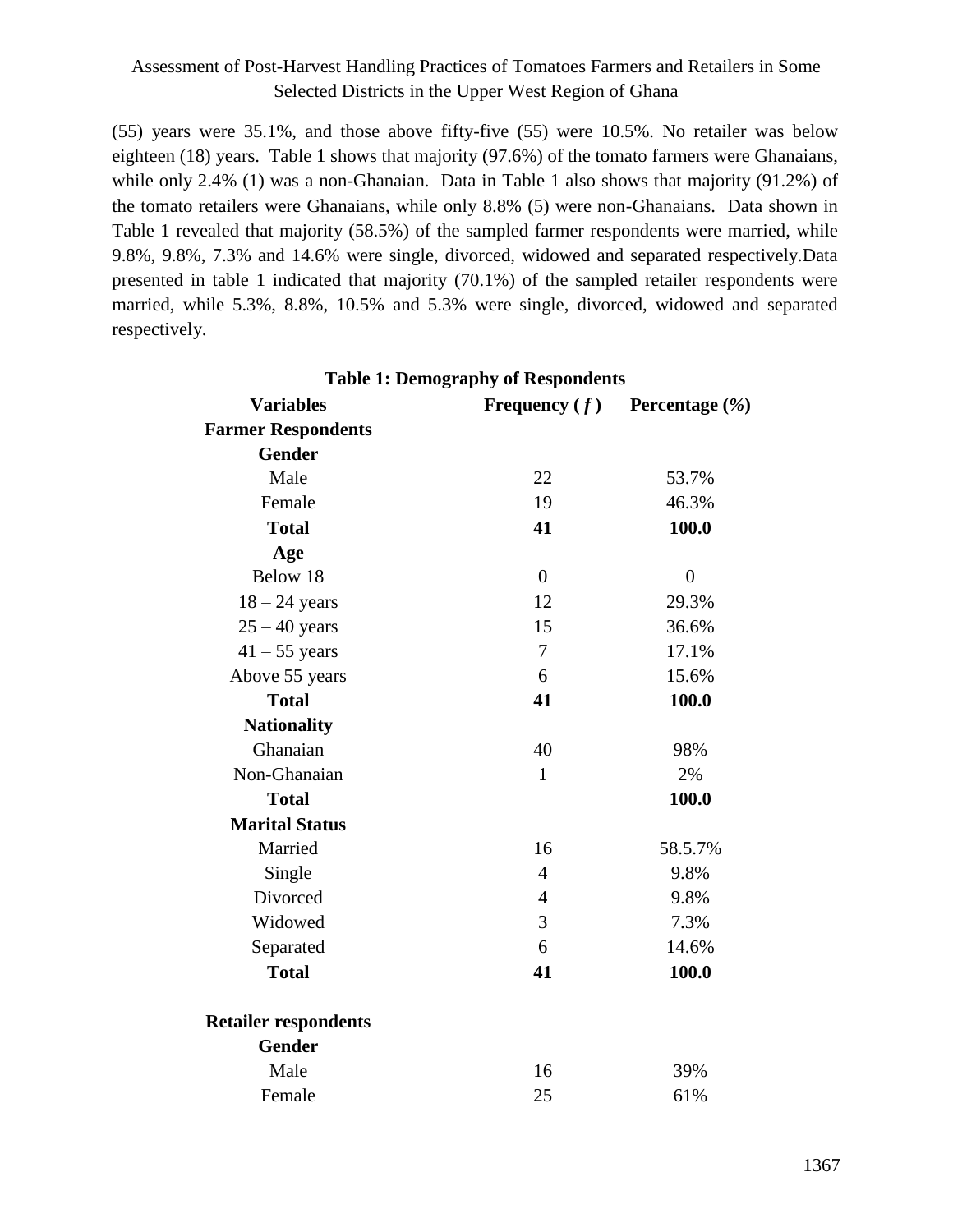(55) years were 35.1%, and those above fifty-five (55) were 10.5%. No retailer was below eighteen (18) years. Table 1 shows that majority (97.6%) of the tomato farmers were Ghanaians, while only 2.4% (1) was a non-Ghanaian. Data in Table 1 also shows that majority (91.2%) of the tomato retailers were Ghanaians, while only 8.8% (5) were non-Ghanaians. Data shown in Table 1 revealed that majority (58.5%) of the sampled farmer respondents were married, while 9.8%, 9.8%, 7.3% and 14.6% were single, divorced, widowed and separated respectively.Data presented in table 1 indicated that majority (70.1%) of the sampled retailer respondents were married, while 5.3%, 8.8%, 10.5% and 5.3% were single, divorced, widowed and separated respectively.

**Table 1: Demography of Respondents**

| **Variables** | **Frequency ( *f* )** | **Percentage (*%*)** |
|---|---|---|
| **Farmer Respondents** | | |
| **Gender** | | |
| Male | 22 | 53.7% |
| Female | 19 | 46.3% |
| **Total** | **41** | **100.0** |
| **Age** | | |
| Below 18 | 0 | 0 |
| 18 – 24 years | 12 | 29.3% |
| 25 – 40 years | 15 | 36.6% |
| 41 – 55 years | 7 | 17.1% |
| Above 55 years | 6 | 15.6% |
| **Total** | **41** | **100.0** |
| **Nationality** | | |
| Ghanaian | 40 | 98% |
| Non-Ghanaian | 1 | 2% |
| **Total** | | **100.0** |
| **Marital Status** | | |
| Married | 16 | 58.5.7% |
| Single | 4 | 9.8% |
| Divorced | 4 | 9.8% |
| Widowed | 3 | 7.3% |
| Separated | 6 | 14.6% |
| **Total** | **41** | **100.0** |
| **Retailer respondents** | | |
| **Gender** | | |
| Male | 16 | 39% |
| Female | 25 | 61% |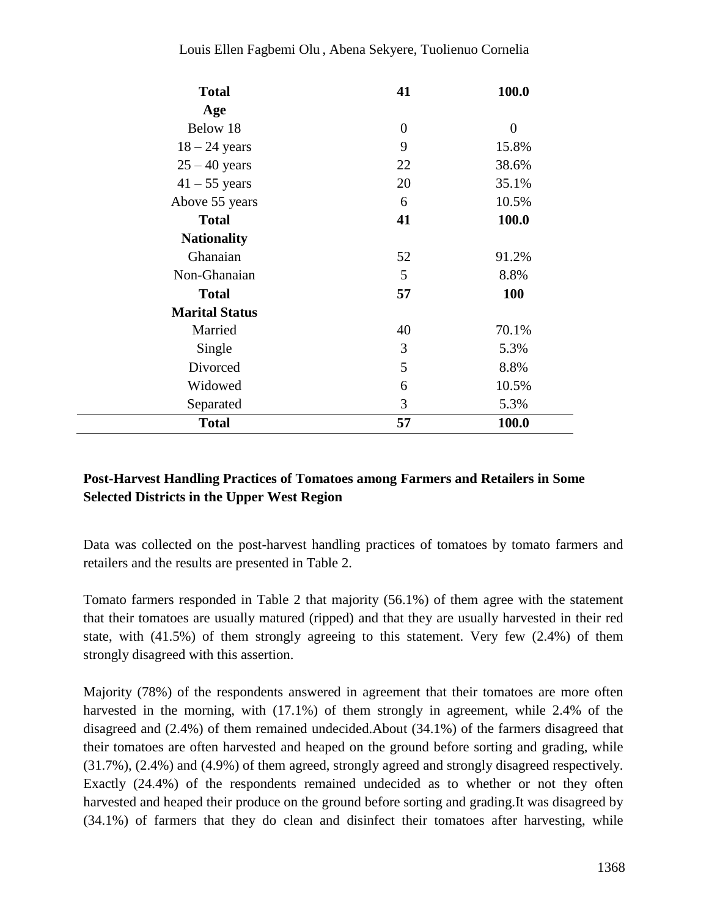| | | |
|---|---|---|
| **Total** | **41** | **100.0** |
| **Age** | | |
| Below 18 | 0 | 0 |
| 18 – 24 years | 9 | 15.8% |
| 25 – 40 years | 22 | 38.6% |
| 41 – 55 years | 20 | 35.1% |
| Above 55 years | 6 | 10.5% |
| **Total** | **41** | **100.0** |
| **Nationality** | | |
| Ghanaian | 52 | 91.2% |
| Non-Ghanaian | 5 | 8.8% |
| **Total** | **57** | **100** |
| **Marital Status** | | |
| Married | 40 | 70.1% |
| Single | 3 | 5.3% |
| Divorced | 5 | 8.8% |
| Widowed | 6 | 10.5% |
| Separated | 3 | 5.3% |
| **Total** | **57** | **100.0** |

**Post-Harvest Handling Practices of Tomatoes among Farmers and Retailers in Some Selected Districts in the Upper West Region**

Data was collected on the post-harvest handling practices of tomatoes by tomato farmers and retailers and the results are presented in Table 2.

Tomato farmers responded in Table 2 that majority (56.1%) of them agree with the statement that their tomatoes are usually matured (ripped) and that they are usually harvested in their red state, with (41.5%) of them strongly agreeing to this statement. Very few (2.4%) of them strongly disagreed with this assertion.

Majority (78%) of the respondents answered in agreement that their tomatoes are more often harvested in the morning, with (17.1%) of them strongly in agreement, while 2.4% of the disagreed and (2.4%) of them remained undecided.About (34.1%) of the farmers disagreed that their tomatoes are often harvested and heaped on the ground before sorting and grading, while (31.7%), (2.4%) and (4.9%) of them agreed, strongly agreed and strongly disagreed respectively. Exactly (24.4%) of the respondents remained undecided as to whether or not they often harvested and heaped their produce on the ground before sorting and grading.It was disagreed by (34.1%) of farmers that they do clean and disinfect their tomatoes after harvesting, while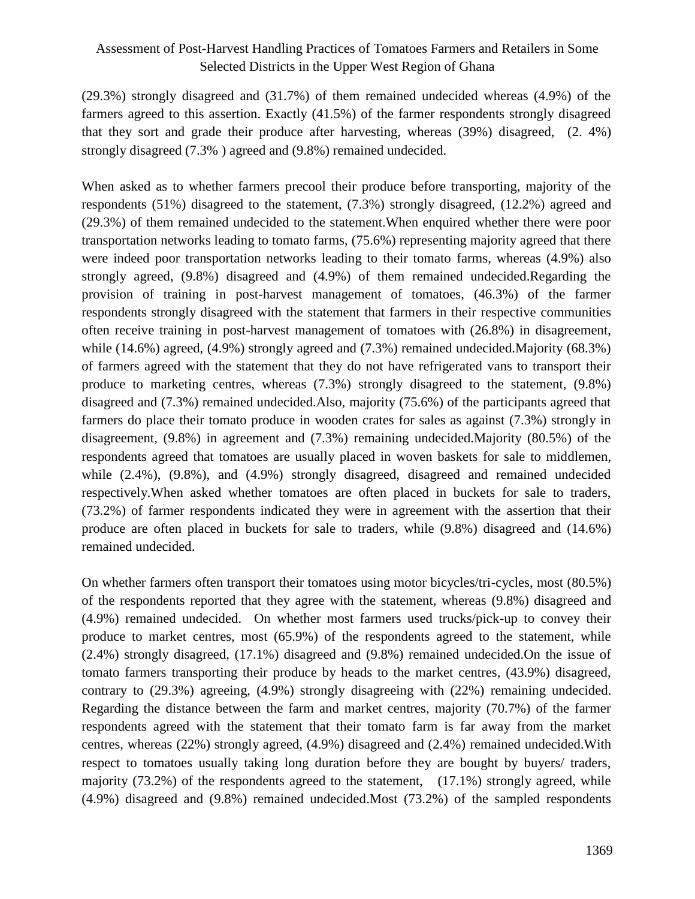(29.3%) strongly disagreed and (31.7%) of them remained undecided whereas (4.9%) of the farmers agreed to this assertion. Exactly (41.5%) of the farmer respondents strongly disagreed that they sort and grade their produce after harvesting, whereas (39%) disagreed, (2. 4%) strongly disagreed (7.3% ) agreed and (9.8%) remained undecided.

When asked as to whether farmers precool their produce before transporting, majority of the respondents (51%) disagreed to the statement, (7.3%) strongly disagreed, (12.2%) agreed and (29.3%) of them remained undecided to the statement.When enquired whether there were poor transportation networks leading to tomato farms, (75.6%) representing majority agreed that there were indeed poor transportation networks leading to their tomato farms, whereas (4.9%) also strongly agreed, (9.8%) disagreed and (4.9%) of them remained undecided.Regarding the provision of training in post-harvest management of tomatoes, (46.3%) of the farmer respondents strongly disagreed with the statement that farmers in their respective communities often receive training in post-harvest management of tomatoes with (26.8%) in disagreement, while (14.6%) agreed, (4.9%) strongly agreed and (7.3%) remained undecided.Majority (68.3%) of farmers agreed with the statement that they do not have refrigerated vans to transport their produce to marketing centres, whereas (7.3%) strongly disagreed to the statement, (9.8%) disagreed and (7.3%) remained undecided.Also, majority (75.6%) of the participants agreed that farmers do place their tomato produce in wooden crates for sales as against (7.3%) strongly in disagreement, (9.8%) in agreement and (7.3%) remaining undecided.Majority (80.5%) of the respondents agreed that tomatoes are usually placed in woven baskets for sale to middlemen, while (2.4%), (9.8%), and (4.9%) strongly disagreed, disagreed and remained undecided respectively.When asked whether tomatoes are often placed in buckets for sale to traders, (73.2%) of farmer respondents indicated they were in agreement with the assertion that their produce are often placed in buckets for sale to traders, while (9.8%) disagreed and (14.6%) remained undecided.

On whether farmers often transport their tomatoes using motor bicycles/tri-cycles, most (80.5%) of the respondents reported that they agree with the statement, whereas (9.8%) disagreed and (4.9%) remained undecided. On whether most farmers used trucks/pick-up to convey their produce to market centres, most (65.9%) of the respondents agreed to the statement, while (2.4%) strongly disagreed, (17.1%) disagreed and (9.8%) remained undecided.On the issue of tomato farmers transporting their produce by heads to the market centres, (43.9%) disagreed, contrary to (29.3%) agreeing, (4.9%) strongly disagreeing with (22%) remaining undecided. Regarding the distance between the farm and market centres, majority (70.7%) of the farmer respondents agreed with the statement that their tomato farm is far away from the market centres, whereas (22%) strongly agreed, (4.9%) disagreed and (2.4%) remained undecided.With respect to tomatoes usually taking long duration before they are bought by buyers/ traders, majority (73.2%) of the respondents agreed to the statement, (17.1%) strongly agreed, while (4.9%) disagreed and (9.8%) remained undecided.Most (73.2%) of the sampled respondents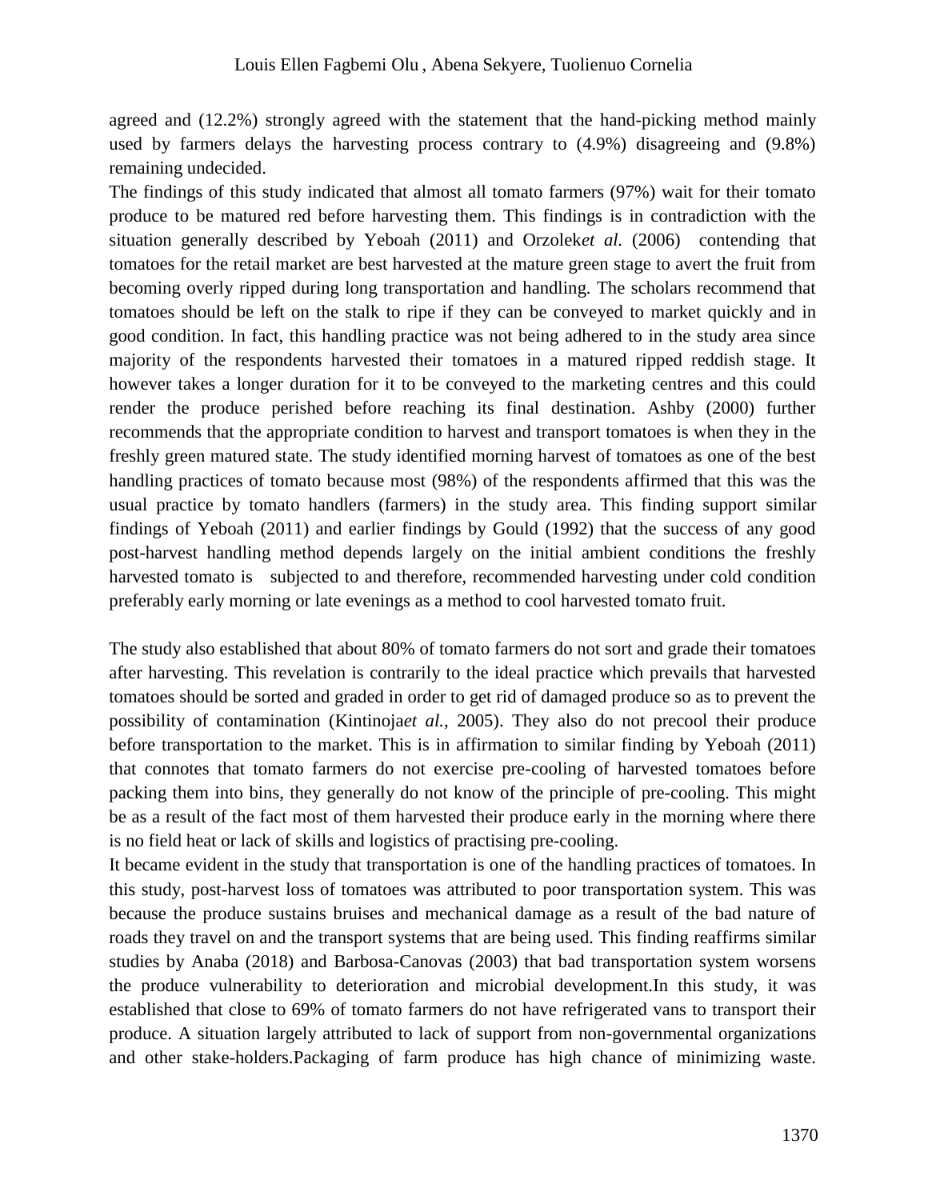agreed and (12.2%) strongly agreed with the statement that the hand-picking method mainly used by farmers delays the harvesting process contrary to (4.9%) disagreeing and (9.8%) remaining undecided.

The findings of this study indicated that almost all tomato farmers (97%) wait for their tomato produce to be matured red before harvesting them. This findings is in contradiction with the situation generally described by Yeboah (2011) and Orzolek*et al.* (2006) contending that tomatoes for the retail market are best harvested at the mature green stage to avert the fruit from becoming overly ripped during long transportation and handling. The scholars recommend that tomatoes should be left on the stalk to ripe if they can be conveyed to market quickly and in good condition. In fact, this handling practice was not being adhered to in the study area since majority of the respondents harvested their tomatoes in a matured ripped reddish stage. It however takes a longer duration for it to be conveyed to the marketing centres and this could render the produce perished before reaching its final destination. Ashby (2000) further recommends that the appropriate condition to harvest and transport tomatoes is when they in the freshly green matured state. The study identified morning harvest of tomatoes as one of the best handling practices of tomato because most (98%) of the respondents affirmed that this was the usual practice by tomato handlers (farmers) in the study area. This finding support similar findings of Yeboah (2011) and earlier findings by Gould (1992) that the success of any good post-harvest handling method depends largely on the initial ambient conditions the freshly harvested tomato is subjected to and therefore, recommended harvesting under cold condition preferably early morning or late evenings as a method to cool harvested tomato fruit.

The study also established that about 80% of tomato farmers do not sort and grade their tomatoes after harvesting. This revelation is contrarily to the ideal practice which prevails that harvested tomatoes should be sorted and graded in order to get rid of damaged produce so as to prevent the possibility of contamination (Kintinoja*et al.*, 2005). They also do not precool their produce before transportation to the market. This is in affirmation to similar finding by Yeboah (2011) that connotes that tomato farmers do not exercise pre-cooling of harvested tomatoes before packing them into bins, they generally do not know of the principle of pre-cooling. This might be as a result of the fact most of them harvested their produce early in the morning where there is no field heat or lack of skills and logistics of practising pre-cooling.

It became evident in the study that transportation is one of the handling practices of tomatoes. In this study, post-harvest loss of tomatoes was attributed to poor transportation system. This was because the produce sustains bruises and mechanical damage as a result of the bad nature of roads they travel on and the transport systems that are being used. This finding reaffirms similar studies by Anaba (2018) and Barbosa-Canovas (2003) that bad transportation system worsens the produce vulnerability to deterioration and microbial development.In this study, it was established that close to 69% of tomato farmers do not have refrigerated vans to transport their produce. A situation largely attributed to lack of support from non-governmental organizations and other stake-holders.Packaging of farm produce has high chance of minimizing waste.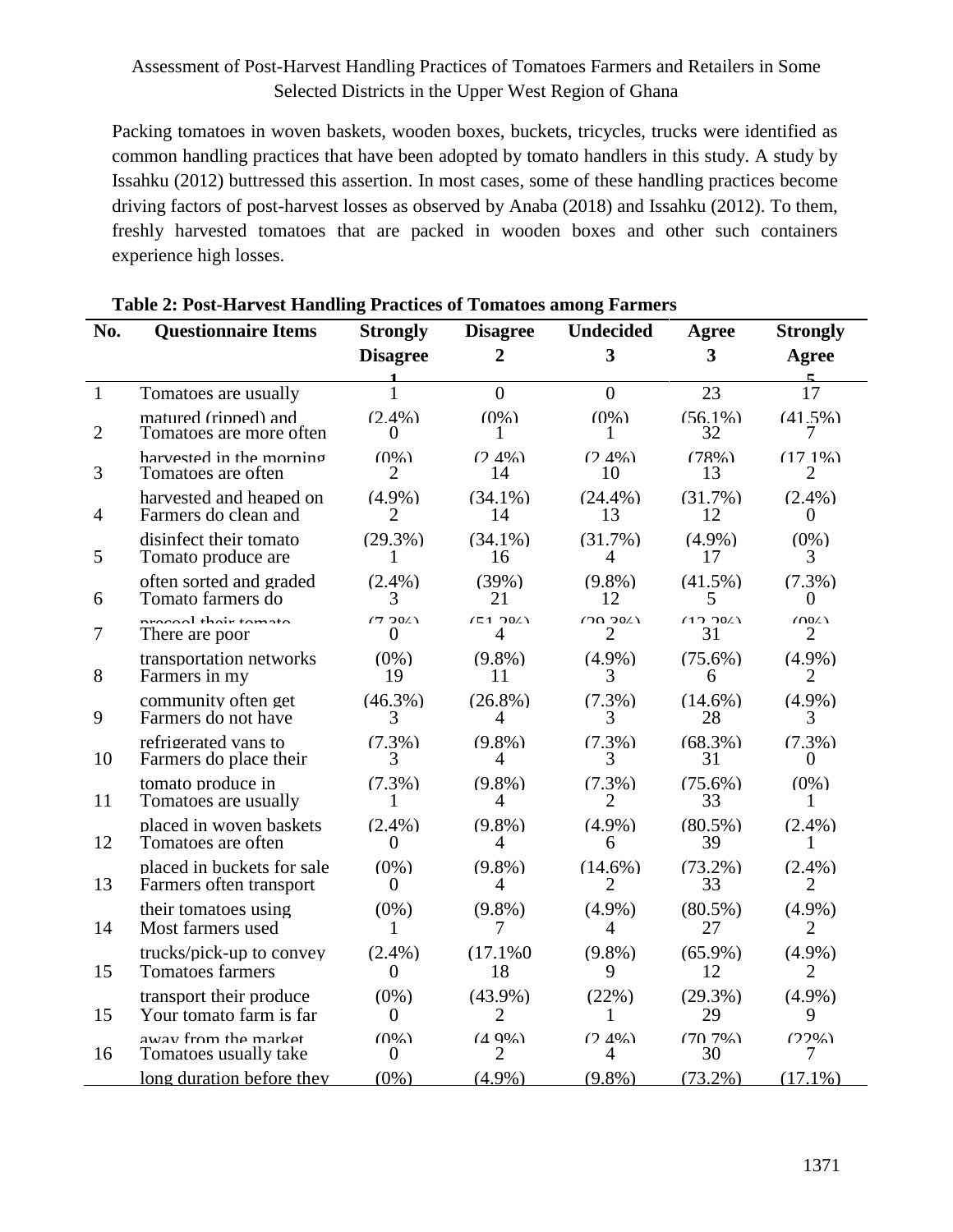Packing tomatoes in woven baskets, wooden boxes, buckets, tricycles, trucks were identified as common handling practices that have been adopted by tomato handlers in this study. A study by Issahku (2012) buttressed this assertion. In most cases, some of these handling practices become driving factors of post-harvest losses as observed by Anaba (2018) and Issahku (2012). To them, freshly harvested tomatoes that are packed in wooden boxes and other such containers experience high losses.

**Table 2: Post-Harvest Handling Practices of Tomatoes among Farmers**

| No. | Questionnaire Items | Strongly Disagree 1 | Disagree 2 | Undecided 3 | Agree 3 | Strongly Agree 5 |
|---|---|---|---|---|---|---|
| 1 | Tomatoes are usually matured (ripped) and | 1 (2.4%) | 0 (0%) | 0 (0%) | 23 (56.1%) | 17 (41.5%) |
| 2 | Tomatoes are more often harvested in the morning | 0 (0%) | 1 (2.4%) | 1 (2.4%) | 32 (78%) | 7 (17.1%) |
| 3 | Tomatoes are often harvested and heaped on | 2 (4.9%) | 14 (34.1%) | 10 (24.4%) | 13 (31.7%) | 2 (2.4%) |
| 4 | Farmers do clean and disinfect their tomato | 2 (29.3%) | 14 (34.1%) | 13 (31.7%) | 12 (4.9%) | 0 (0%) |
| 5 | Tomato produce are often sorted and graded | 1 (2.4%) | 16 (39%) | 4 (9.8%) | 17 (41.5%) | 3 (7.3%) |
| 6 | Tomato farmers do precool their tomato | 3 (7.3%) | 21 (51.2%) | 12 (29.3%) | 5 (12.2%) | 0 (0%) |
| 7 | There are poor transportation networks | 0 (0%) | 4 (9.8%) | 2 (4.9%) | 31 (75.6%) | 2 (4.9%) |
| 8 | Farmers in my community often get | 19 (46.3%) | 11 (26.8%) | 3 (7.3%) | 6 (14.6%) | 2 (4.9%) |
| 9 | Farmers do not have refrigerated vans to | 3 (7.3%) | 4 (9.8%) | 3 (7.3%) | 28 (68.3%) | 3 (7.3%) |
| 10 | Farmers do place their tomato produce in | 3 (7.3%) | 4 (9.8%) | 3 (7.3%) | 31 (75.6%) | 0 (0%) |
| 11 | Tomatoes are usually placed in woven baskets | 1 (2.4%) | 4 (9.8%) | 2 (4.9%) | 33 (80.5%) | 1 (2.4%) |
| 12 | Tomatoes are often placed in buckets for sale | 0 (0%) | 4 (9.8%) | 6 (14.6%) | 39 (73.2%) | 1 (2.4%) |
| 13 | Farmers often transport their tomatoes using | 0 (0%) | 4 (9.8%) | 2 (4.9%) | 33 (80.5%) | 2 (4.9%) |
| 14 | Most farmers used trucks/pick-up to convey | 1 (2.4%) | 7 (17.1%0 | 4 (9.8%) | 27 (65.9%) | 2 (4.9%) |
| 15 | Tomatoes farmers transport their produce | 0 (0%) | 18 (43.9%) | 9 (22%) | 12 (29.3%) | 2 (4.9%) |
| 15 | Your tomato farm is far away from the market | 0 (0%) | 2 (4.9%) | 1 (2.4%) | 29 (70.7%) | 9 (22%) |
| 16 | Tomatoes usually take long duration before they | 0 (0%) | 2 (4.9%) | 4 (9.8%) | 30 (73.2%) | 7 (17.1%) |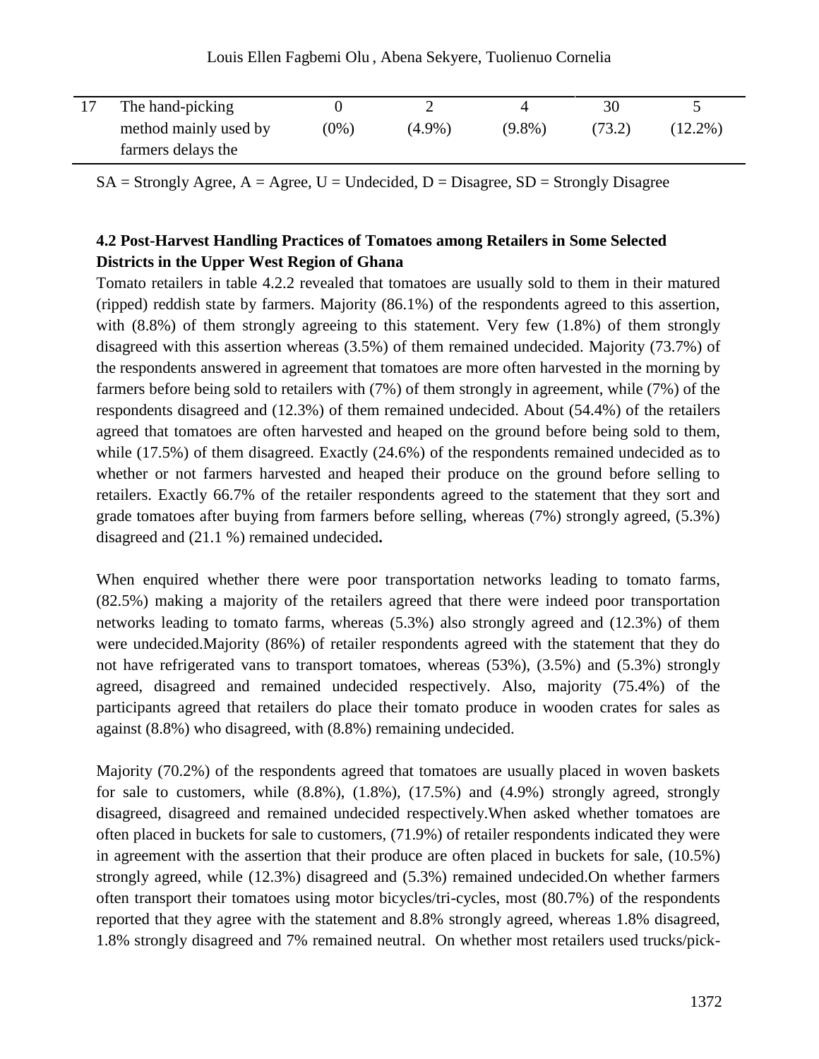| 17 | The hand-picking method mainly used by farmers delays the | 0 (0%) | 2 (4.9%) | 4 (9.8%) | 30 (73.2) | 5 (12.2%) |
|---|---|---|---|---|---|---|

SA = Strongly Agree, A = Agree, U = Undecided, D = Disagree, SD = Strongly Disagree

**4.2 Post-Harvest Handling Practices of Tomatoes among Retailers in Some Selected Districts in the Upper West Region of Ghana**

Tomato retailers in table 4.2.2 revealed that tomatoes are usually sold to them in their matured (ripped) reddish state by farmers. Majority (86.1%) of the respondents agreed to this assertion, with (8.8%) of them strongly agreeing to this statement. Very few (1.8%) of them strongly disagreed with this assertion whereas (3.5%) of them remained undecided. Majority (73.7%) of the respondents answered in agreement that tomatoes are more often harvested in the morning by farmers before being sold to retailers with (7%) of them strongly in agreement, while (7%) of the respondents disagreed and (12.3%) of them remained undecided. About (54.4%) of the retailers agreed that tomatoes are often harvested and heaped on the ground before being sold to them, while (17.5%) of them disagreed. Exactly (24.6%) of the respondents remained undecided as to whether or not farmers harvested and heaped their produce on the ground before selling to retailers. Exactly 66.7% of the retailer respondents agreed to the statement that they sort and grade tomatoes after buying from farmers before selling, whereas (7%) strongly agreed, (5.3%) disagreed and (21.1 %) remained undecided**.**

When enquired whether there were poor transportation networks leading to tomato farms, (82.5%) making a majority of the retailers agreed that there were indeed poor transportation networks leading to tomato farms, whereas (5.3%) also strongly agreed and (12.3%) of them were undecided.Majority (86%) of retailer respondents agreed with the statement that they do not have refrigerated vans to transport tomatoes, whereas (53%), (3.5%) and (5.3%) strongly agreed, disagreed and remained undecided respectively. Also, majority (75.4%) of the participants agreed that retailers do place their tomato produce in wooden crates for sales as against (8.8%) who disagreed, with (8.8%) remaining undecided.

Majority (70.2%) of the respondents agreed that tomatoes are usually placed in woven baskets for sale to customers, while (8.8%), (1.8%), (17.5%) and (4.9%) strongly agreed, strongly disagreed, disagreed and remained undecided respectively.When asked whether tomatoes are often placed in buckets for sale to customers, (71.9%) of retailer respondents indicated they were in agreement with the assertion that their produce are often placed in buckets for sale, (10.5%) strongly agreed, while (12.3%) disagreed and (5.3%) remained undecided.On whether farmers often transport their tomatoes using motor bicycles/tri-cycles, most (80.7%) of the respondents reported that they agree with the statement and 8.8% strongly agreed, whereas 1.8% disagreed, 1.8% strongly disagreed and 7% remained neutral. On whether most retailers used trucks/pick-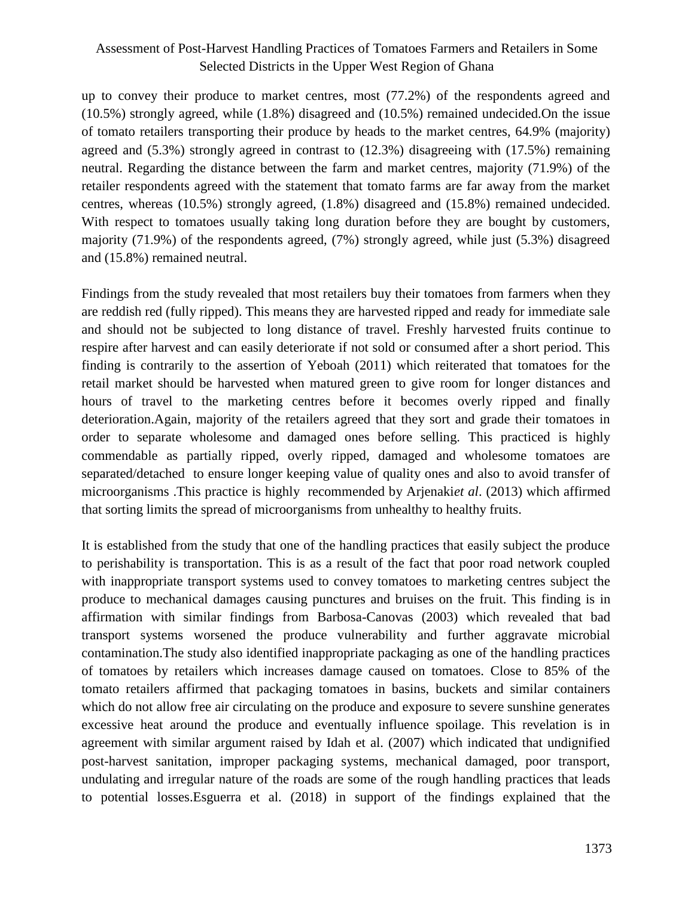up to convey their produce to market centres, most (77.2%) of the respondents agreed and (10.5%) strongly agreed, while (1.8%) disagreed and (10.5%) remained undecided.On the issue of tomato retailers transporting their produce by heads to the market centres, 64.9% (majority) agreed and (5.3%) strongly agreed in contrast to (12.3%) disagreeing with (17.5%) remaining neutral. Regarding the distance between the farm and market centres, majority (71.9%) of the retailer respondents agreed with the statement that tomato farms are far away from the market centres, whereas (10.5%) strongly agreed, (1.8%) disagreed and (15.8%) remained undecided. With respect to tomatoes usually taking long duration before they are bought by customers, majority (71.9%) of the respondents agreed, (7%) strongly agreed, while just (5.3%) disagreed and (15.8%) remained neutral.

Findings from the study revealed that most retailers buy their tomatoes from farmers when they are reddish red (fully ripped). This means they are harvested ripped and ready for immediate sale and should not be subjected to long distance of travel. Freshly harvested fruits continue to respire after harvest and can easily deteriorate if not sold or consumed after a short period. This finding is contrarily to the assertion of Yeboah (2011) which reiterated that tomatoes for the retail market should be harvested when matured green to give room for longer distances and hours of travel to the marketing centres before it becomes overly ripped and finally deterioration.Again, majority of the retailers agreed that they sort and grade their tomatoes in order to separate wholesome and damaged ones before selling. This practiced is highly commendable as partially ripped, overly ripped, damaged and wholesome tomatoes are separated/detached to ensure longer keeping value of quality ones and also to avoid transfer of microorganisms .This practice is highly recommended by Arjenaki*et al*. (2013) which affirmed that sorting limits the spread of microorganisms from unhealthy to healthy fruits.

It is established from the study that one of the handling practices that easily subject the produce to perishability is transportation. This is as a result of the fact that poor road network coupled with inappropriate transport systems used to convey tomatoes to marketing centres subject the produce to mechanical damages causing punctures and bruises on the fruit. This finding is in affirmation with similar findings from Barbosa-Canovas (2003) which revealed that bad transport systems worsened the produce vulnerability and further aggravate microbial contamination.The study also identified inappropriate packaging as one of the handling practices of tomatoes by retailers which increases damage caused on tomatoes. Close to 85% of the tomato retailers affirmed that packaging tomatoes in basins, buckets and similar containers which do not allow free air circulating on the produce and exposure to severe sunshine generates excessive heat around the produce and eventually influence spoilage. This revelation is in agreement with similar argument raised by Idah et al. (2007) which indicated that undignified post-harvest sanitation, improper packaging systems, mechanical damaged, poor transport, undulating and irregular nature of the roads are some of the rough handling practices that leads to potential losses.Esguerra et al. (2018) in support of the findings explained that the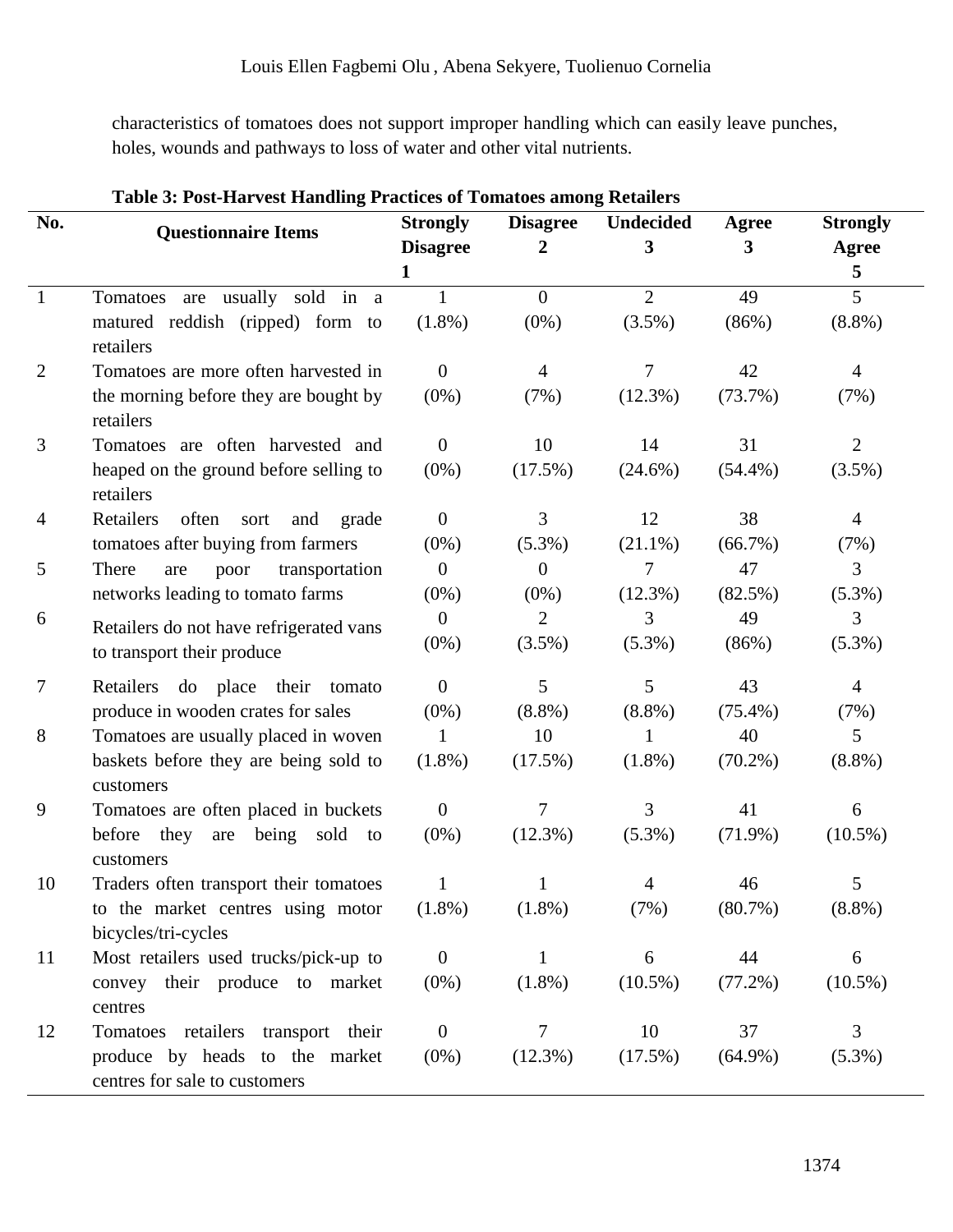characteristics of tomatoes does not support improper handling which can easily leave punches, holes, wounds and pathways to loss of water and other vital nutrients.

**Table 3: Post-Harvest Handling Practices of Tomatoes among Retailers**

| No. | Questionnaire Items | Strongly Disagree 1 | Disagree 2 | Undecided 3 | Agree 3 | Strongly Agree 5 |
|---|---|---|---|---|---|---|
| 1 | Tomatoes are usually sold in a matured reddish (ripped) form to retailers | 1 (1.8%) | 0 (0%) | 2 (3.5%) | 49 (86%) | 5 (8.8%) |
| 2 | Tomatoes are more often harvested in the morning before they are bought by retailers | 0 (0%) | 4 (7%) | 7 (12.3%) | 42 (73.7%) | 4 (7%) |
| 3 | Tomatoes are often harvested and heaped on the ground before selling to retailers | 0 (0%) | 10 (17.5%) | 14 (24.6%) | 31 (54.4%) | 2 (3.5%) |
| 4 | Retailers often sort and grade tomatoes after buying from farmers | 0 (0%) | 3 (5.3%) | 12 (21.1%) | 38 (66.7%) | 4 (7%) |
| 5 | There are poor transportation networks leading to tomato farms | 0 (0%) | 0 (0%) | 7 (12.3%) | 47 (82.5%) | 3 (5.3%) |
| 6 | Retailers do not have refrigerated vans to transport their produce | 0 (0%) | 2 (3.5%) | 3 (5.3%) | 49 (86%) | 3 (5.3%) |
| 7 | Retailers do place their tomato produce in wooden crates for sales | 0 (0%) | 5 (8.8%) | 5 (8.8%) | 43 (75.4%) | 4 (7%) |
| 8 | Tomatoes are usually placed in woven baskets before they are being sold to customers | 1 (1.8%) | 10 (17.5%) | 1 (1.8%) | 40 (70.2%) | 5 (8.8%) |
| 9 | Tomatoes are often placed in buckets before they are being sold to customers | 0 (0%) | 7 (12.3%) | 3 (5.3%) | 41 (71.9%) | 6 (10.5%) |
| 10 | Traders often transport their tomatoes to the market centres using motor bicycles/tri-cycles | 1 (1.8%) | 1 (1.8%) | 4 (7%) | 46 (80.7%) | 5 (8.8%) |
| 11 | Most retailers used trucks/pick-up to convey their produce to market centres | 0 (0%) | 1 (1.8%) | 6 (10.5%) | 44 (77.2%) | 6 (10.5%) |
| 12 | Tomatoes retailers transport their produce by heads to the market centres for sale to customers | 0 (0%) | 7 (12.3%) | 10 (17.5%) | 37 (64.9%) | 3 (5.3%) |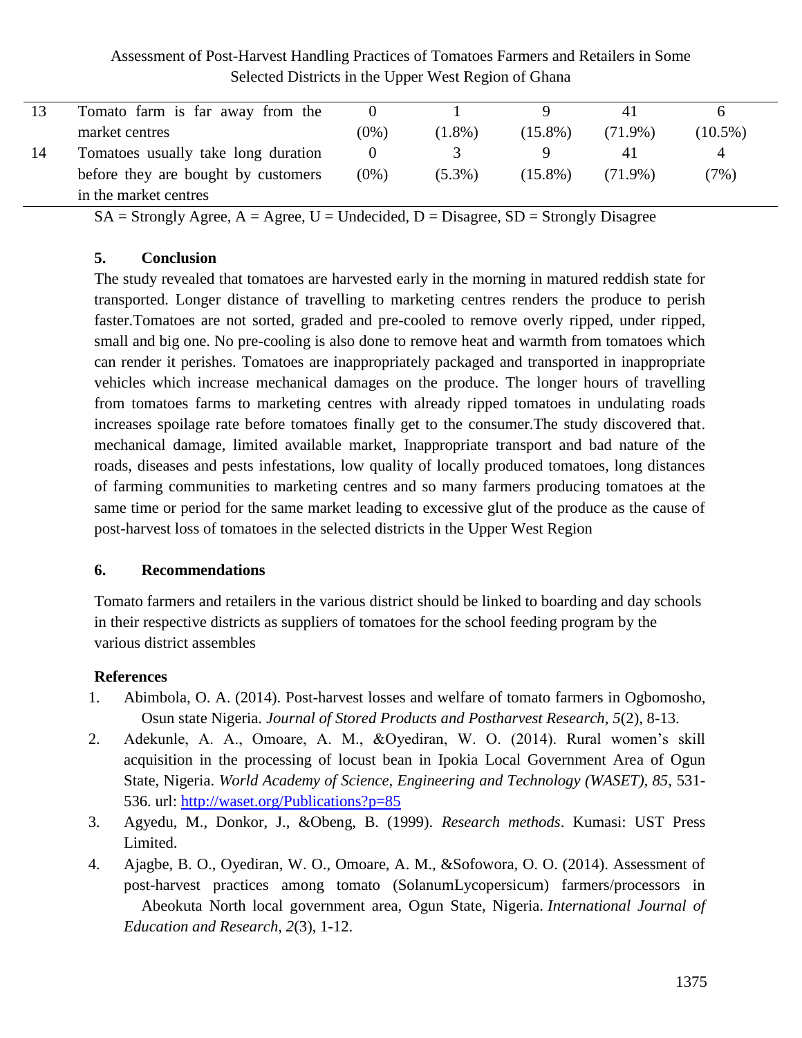| 13 | Tomato farm is far away from the market centres | 0 (0%) | 1 (1.8%) | 9 (15.8%) | 41 (71.9%) | 6 (10.5%) |
|---|---|---|---|---|---|---|
| 14 | Tomatoes usually take long duration before they are bought by customers in the market centres | 0 (0%) | 3 (5.3%) | 9 (15.8%) | 41 (71.9%) | 4 (7%) |

SA = Strongly Agree, A = Agree, U = Undecided, D = Disagree, SD = Strongly Disagree

## 5. Conclusion

The study revealed that tomatoes are harvested early in the morning in matured reddish state for transported. Longer distance of travelling to marketing centres renders the produce to perish faster.Tomatoes are not sorted, graded and pre-cooled to remove overly ripped, under ripped, small and big one. No pre-cooling is also done to remove heat and warmth from tomatoes which can render it perishes. Tomatoes are inappropriately packaged and transported in inappropriate vehicles which increase mechanical damages on the produce. The longer hours of travelling from tomatoes farms to marketing centres with already ripped tomatoes in undulating roads increases spoilage rate before tomatoes finally get to the consumer.The study discovered that. mechanical damage, limited available market, Inappropriate transport and bad nature of the roads, diseases and pests infestations, low quality of locally produced tomatoes, long distances of farming communities to marketing centres and so many farmers producing tomatoes at the same time or period for the same market leading to excessive glut of the produce as the cause of post-harvest loss of tomatoes in the selected districts in the Upper West Region

## 6. Recommendations

Tomato farmers and retailers in the various district should be linked to boarding and day schools in their respective districts as suppliers of tomatoes for the school feeding program by the various district assembles

### References

1. Abimbola, O. A. (2014). Post-harvest losses and welfare of tomato farmers in Ogbomosho, Osun state Nigeria. *Journal of Stored Products and Postharvest Research*, *5*(2), 8-13.
2. Adekunle, A. A., Omoare, A. M., &Oyediran, W. O. (2014). Rural women's skill acquisition in the processing of locust bean in Ipokia Local Government Area of Ogun State, Nigeria. *World Academy of Science, Engineering and Technology (WASET)*, *85*, 531-536. url: http://waset.org/Publications?p=85
3. Agyedu, M., Donkor, J., &Obeng, B. (1999). *Research methods*. Kumasi: UST Press Limited.
4. Ajagbe, B. O., Oyediran, W. O., Omoare, A. M., &Sofowora, O. O. (2014). Assessment of post-harvest practices among tomato (SolanumLycopersicum) farmers/processors in Abeokuta North local government area, Ogun State, Nigeria. *International Journal of Education and Research*, *2*(3), 1-12.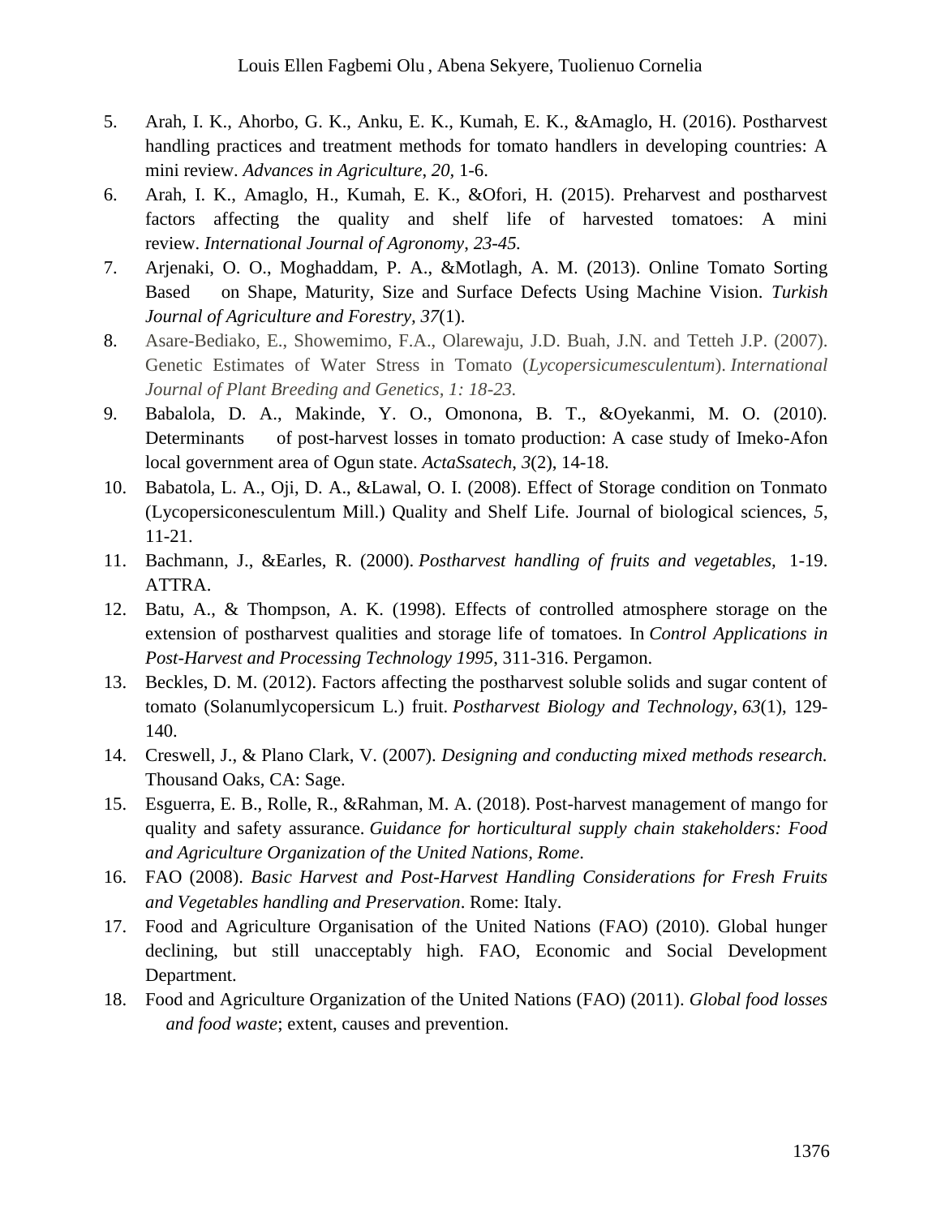5. Arah, I. K., Ahorbo, G. K., Anku, E. K., Kumah, E. K., &Amaglo, H. (2016). Postharvest handling practices and treatment methods for tomato handlers in developing countries: A mini review. *Advances in Agriculture*, *20,* 1-6.
6. Arah, I. K., Amaglo, H., Kumah, E. K., &Ofori, H. (2015). Preharvest and postharvest factors affecting the quality and shelf life of harvested tomatoes: A mini review. *International Journal of Agronomy*, *23-45.*
7. Arjenaki, O. O., Moghaddam, P. A., &Motlagh, A. M. (2013). Online Tomato Sorting Based on Shape, Maturity, Size and Surface Defects Using Machine Vision. *Turkish Journal of Agriculture and Forestry, 37*(1).
8. Asare-Bediako, E., Showemimo, F.A., Olarewaju, J.D. Buah, J.N. and Tetteh J.P. (2007). Genetic Estimates of Water Stress in Tomato (*Lycopersicumesculentum*). *International Journal of Plant Breeding and Genetics, 1: 18-23.*
9. Babalola, D. A., Makinde, Y. O., Omonona, B. T., &Oyekanmi, M. O. (2010). Determinants of post-harvest losses in tomato production: A case study of Imeko-Afon local government area of Ogun state. *ActaSsatech*, *3*(2), 14-18.
10. Babatola, L. A., Oji, D. A., &Lawal, O. I. (2008). Effect of Storage condition on Tonmato (Lycopersiconesculentum Mill.) Quality and Shelf Life. Journal of biological sciences, *5*, 11-21.
11. Bachmann, J., &Earles, R. (2000). *Postharvest handling of fruits and vegetables*, 1-19. ATTRA.
12. Batu, A., & Thompson, A. K. (1998). Effects of controlled atmosphere storage on the extension of postharvest qualities and storage life of tomatoes. In *Control Applications in Post-Harvest and Processing Technology 1995*, 311-316. Pergamon.
13. Beckles, D. M. (2012). Factors affecting the postharvest soluble solids and sugar content of tomato (Solanumlycopersicum L.) fruit. *Postharvest Biology and Technology*, *63*(1), 129-140.
14. Creswell, J., & Plano Clark, V. (2007). *Designing and conducting mixed methods research.* Thousand Oaks, CA: Sage.
15. Esguerra, E. B., Rolle, R., &Rahman, M. A. (2018). Post-harvest management of mango for quality and safety assurance. *Guidance for horticultural supply chain stakeholders: Food and Agriculture Organization of the United Nations, Rome*.
16. FAO (2008). *Basic Harvest and Post-Harvest Handling Considerations for Fresh Fruits and Vegetables handling and Preservation*. Rome: Italy.
17. Food and Agriculture Organisation of the United Nations (FAO) (2010). Global hunger declining, but still unacceptably high. FAO, Economic and Social Development Department.
18. Food and Agriculture Organization of the United Nations (FAO) (2011). *Global food losses and food waste*; extent, causes and prevention.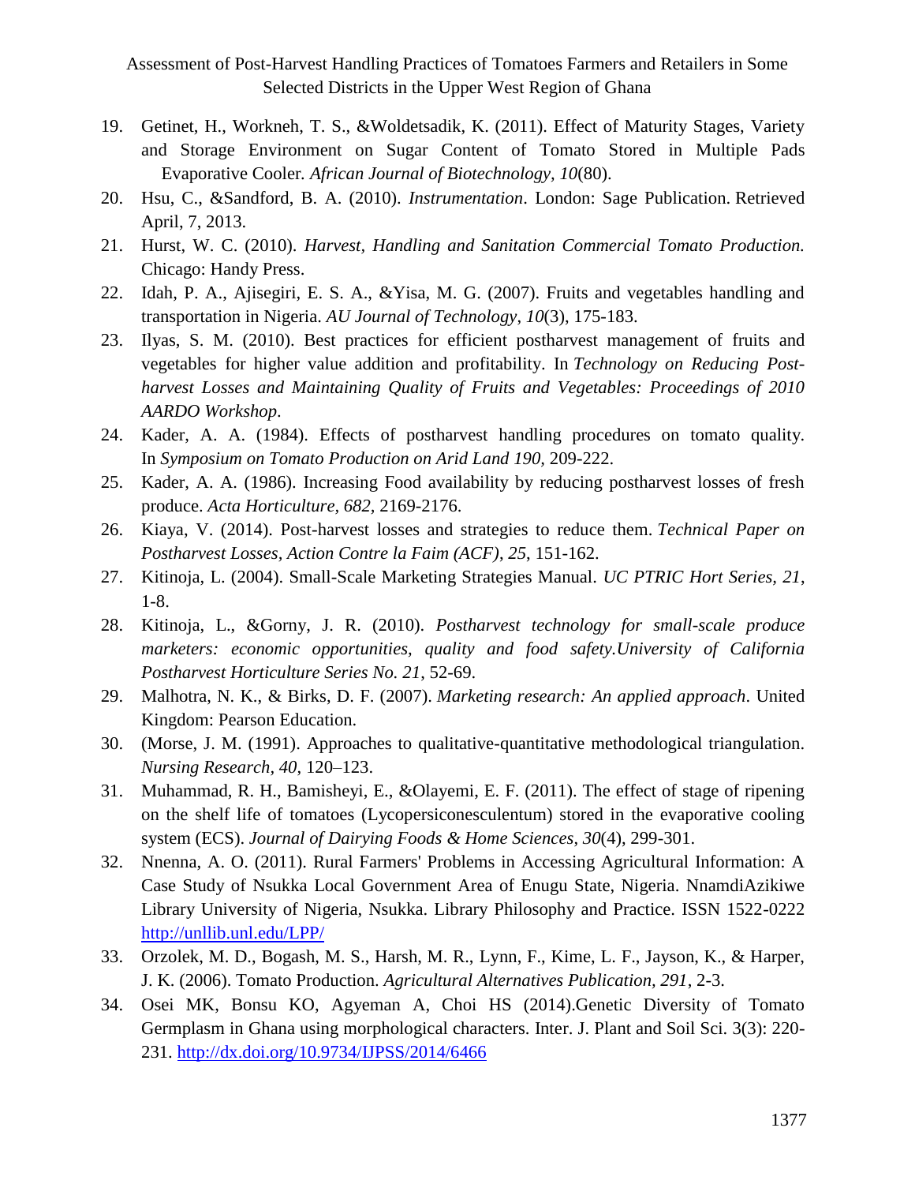19. Getinet, H., Workneh, T. S., &Woldetsadik, K. (2011). Effect of Maturity Stages, Variety and Storage Environment on Sugar Content of Tomato Stored in Multiple Pads Evaporative Cooler. *African Journal of Biotechnology*, *10*(80).
20. Hsu, C., &Sandford, B. A. (2010). *Instrumentation*. London: Sage Publication. Retrieved April, 7, 2013.
21. Hurst, W. C. (2010). *Harvest, Handling and Sanitation Commercial Tomato Production.* Chicago: Handy Press.
22. Idah, P. A., Ajisegiri, E. S. A., &Yisa, M. G. (2007). Fruits and vegetables handling and transportation in Nigeria. *AU Journal of Technology*, *10*(3), 175-183.
23. Ilyas, S. M. (2010). Best practices for efficient postharvest management of fruits and vegetables for higher value addition and profitability. In *Technology on Reducing Post-harvest Losses and Maintaining Quality of Fruits and Vegetables: Proceedings of 2010 AARDO Workshop*.
24. Kader, A. A. (1984). Effects of postharvest handling procedures on tomato quality. In *Symposium on Tomato Production on Arid Land 190,* 209-222.
25. Kader, A. A. (1986). Increasing Food availability by reducing postharvest losses of fresh produce. *Acta Horticulture*, *682,* 2169-2176.
26. Kiaya, V. (2014). Post-harvest losses and strategies to reduce them. *Technical Paper on Postharvest Losses, Action Contre la Faim (ACF)*, *25*, 151-162.
27. Kitinoja, L. (2004). Small-Scale Marketing Strategies Manual. *UC PTRIC Hort Series*, *21*, 1-8.
28. Kitinoja, L., &Gorny, J. R. (2010). *Postharvest technology for small-scale produce marketers: economic opportunities, quality and food safety.University of California Postharvest Horticulture Series No. 21*, 52-69.
29. Malhotra, N. K., & Birks, D. F. (2007). *Marketing research: An applied approach*. United Kingdom: Pearson Education.
30. (Morse, J. M. (1991). Approaches to qualitative-quantitative methodological triangulation. *Nursing Research, 40*, 120–123.
31. Muhammad, R. H., Bamisheyi, E., &Olayemi, E. F. (2011). The effect of stage of ripening on the shelf life of tomatoes (Lycopersiconesculentum) stored in the evaporative cooling system (ECS). *Journal of Dairying Foods & Home Sciences*, *30*(4), 299-301.
32. Nnenna, A. O. (2011). Rural Farmers' Problems in Accessing Agricultural Information: A Case Study of Nsukka Local Government Area of Enugu State, Nigeria. NnamdiAzikiwe Library University of Nigeria, Nsukka. Library Philosophy and Practice. ISSN 1522-0222 http://unllib.unl.edu/LPP/
33. Orzolek, M. D., Bogash, M. S., Harsh, M. R., Lynn, F., Kime, L. F., Jayson, K., & Harper, J. K. (2006). Tomato Production. *Agricultural Alternatives Publication, 291*, 2-3.
34. Osei MK, Bonsu KO, Agyeman A, Choi HS (2014).Genetic Diversity of Tomato Germplasm in Ghana using morphological characters. Inter. J. Plant and Soil Sci. 3(3): 220-231. http://dx.doi.org/10.9734/IJPSS/2014/6466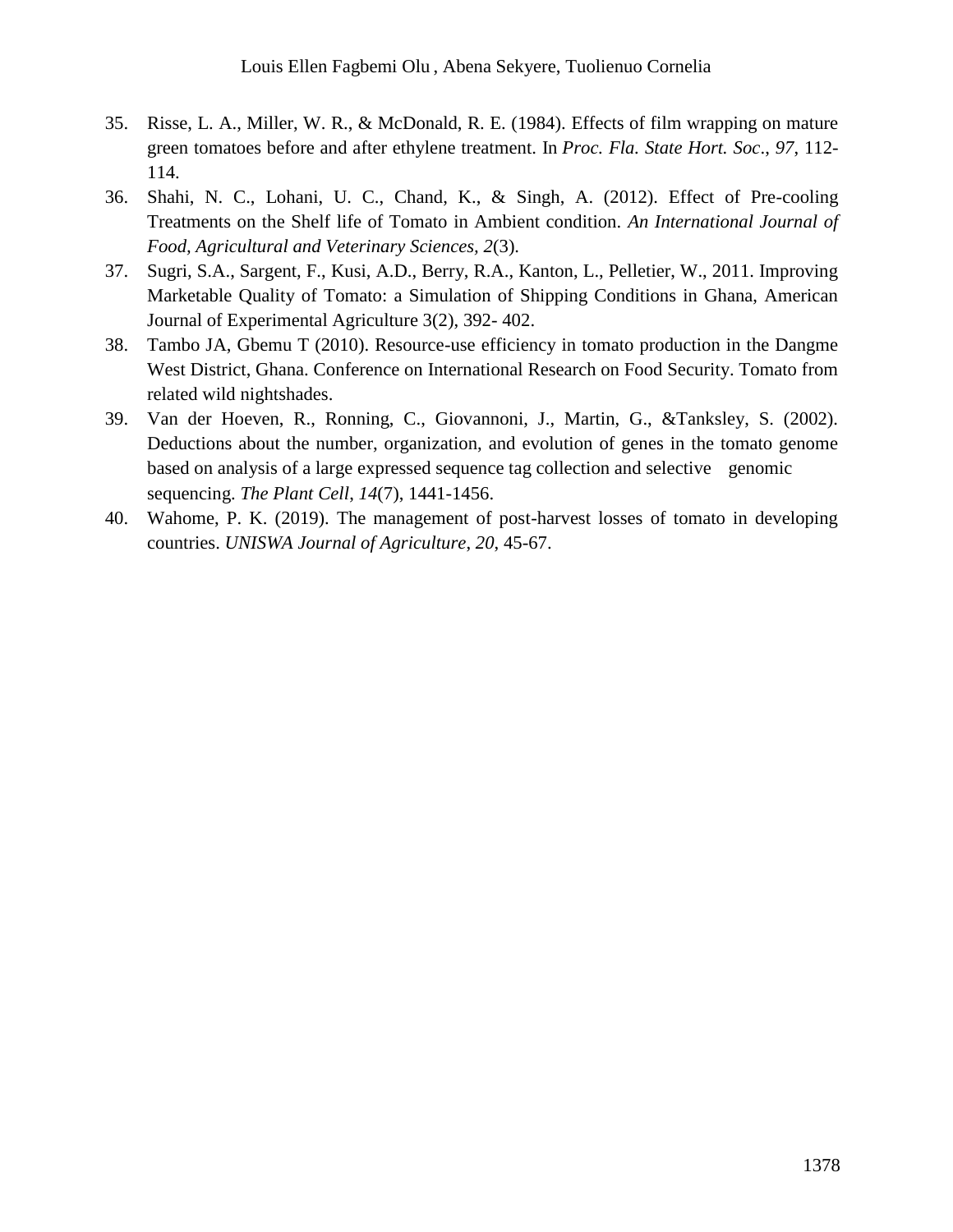35. Risse, L. A., Miller, W. R., & McDonald, R. E. (1984). Effects of film wrapping on mature green tomatoes before and after ethylene treatment. In *Proc. Fla. State Hort. Soc.*, *97*, 112-114.
36. Shahi, N. C., Lohani, U. C., Chand, K., & Singh, A. (2012). Effect of Pre-cooling Treatments on the Shelf life of Tomato in Ambient condition. *An International Journal of Food, Agricultural and Veterinary Sciences*, *2*(3).
37. Sugri, S.A., Sargent, F., Kusi, A.D., Berry, R.A., Kanton, L., Pelletier, W., 2011. Improving Marketable Quality of Tomato: a Simulation of Shipping Conditions in Ghana, American Journal of Experimental Agriculture 3(2), 392- 402.
38. Tambo JA, Gbemu T (2010). Resource-use efficiency in tomato production in the Dangme West District, Ghana. Conference on International Research on Food Security. Tomato from related wild nightshades.
39. Van der Hoeven, R., Ronning, C., Giovannoni, J., Martin, G., &Tanksley, S. (2002). Deductions about the number, organization, and evolution of genes in the tomato genome based on analysis of a large expressed sequence tag collection and selective genomic sequencing. *The Plant Cell*, *14*(7), 1441-1456.
40. Wahome, P. K. (2019). The management of post-harvest losses of tomato in developing countries. *UNISWA Journal of Agriculture*, *20*, 45-67.